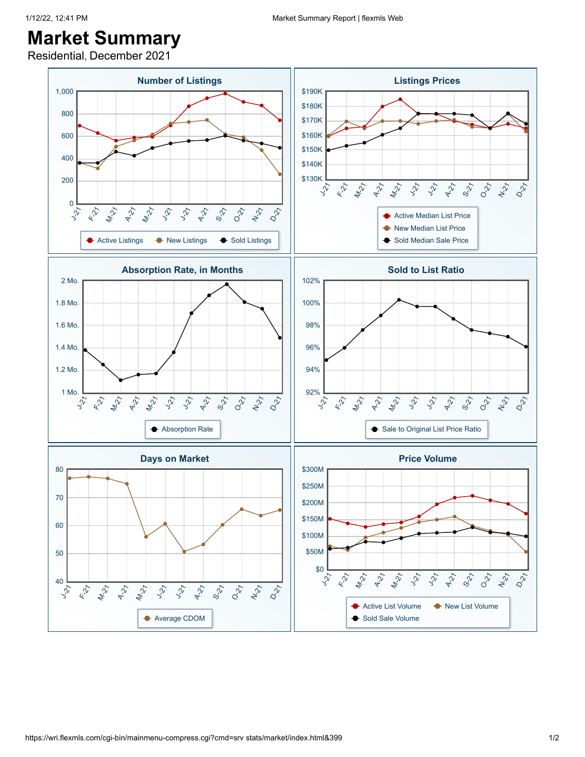# Market Summary

Residential, December 2021

## Number of Listings

1,000
800
600
400
200
0

J-21 F-21 M-21 A-21 M-21 J-21 J-21 A-21 S-21 O-21 N-21 D-21

Active Listings · New Listings · Sold Listings

## Listings Prices

$190K
$180K
$170K
$160K
$150K
$140K
$130K

J-21 F-21 M-21 A-21 M-21 J-21 J-21 A-21 S-21 O-21 N-21 D-21

Active Median List Price · New Median List Price · Sold Median Sale Price

## Absorption Rate, in Months

2 Mo.
1.8 Mo.
1.6 Mo.
1.4 Mo.
1.2 Mo.
1 Mo.

J-21 F-21 M-21 A-21 M-21 J-21 J-21 A-21 S-21 O-21 N-21 D-21

Absorption Rate

## Sold to List Ratio

102%
100%
98%
96%
94%
92%

J-21 F-21 M-21 A-21 M-21 J-21 J-21 A-21 S-21 O-21 N-21 D-21

Sale to Original List Price Ratio

## Days on Market

80
70
60
50
40

J-21 F-21 M-21 A-21 M-21 J-21 J-21 A-21 S-21 O-21 N-21 D-21

Average CDOM

## Price Volume

$300M
$250M
$200M
$150M
$100M
$50M
$0

J-21 F-21 M-21 A-21 M-21 J-21 J-21 A-21 S-21 O-21 N-21 D-21

Active List Volume · New List Volume · Sold Sale Volume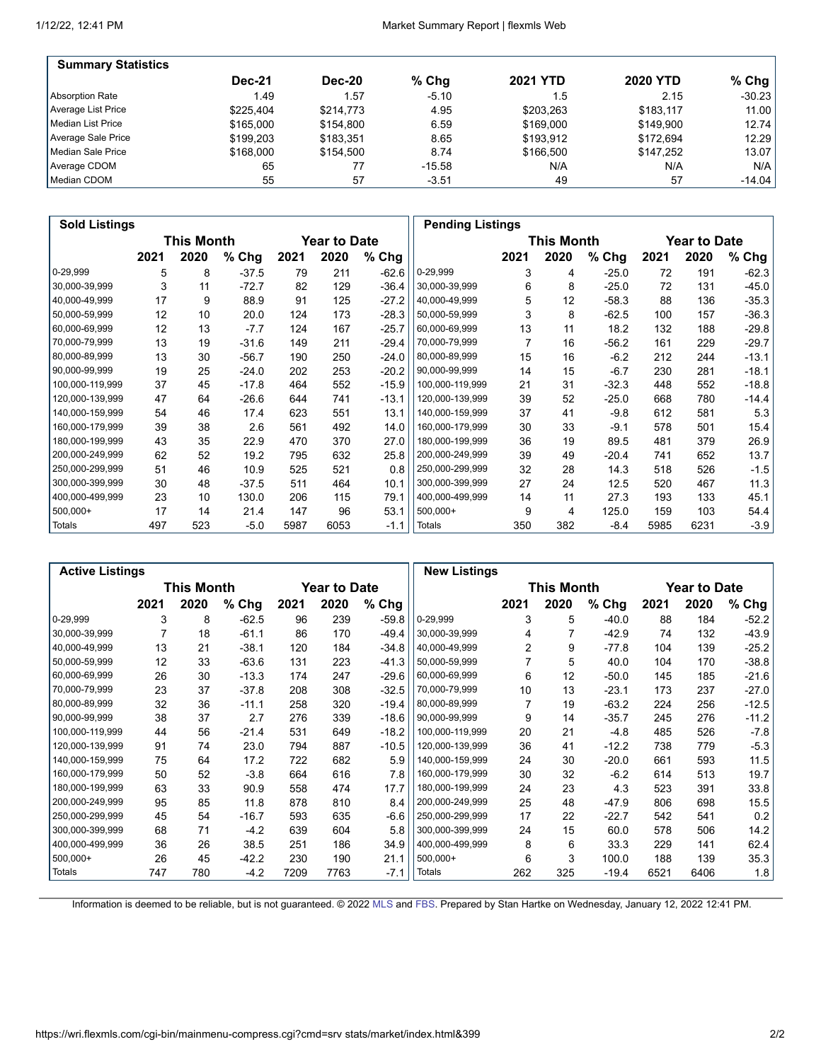## Summary Statistics

| | Dec-21 | Dec-20 | % Chg | 2021 YTD | 2020 YTD | % Chg |
|---|---|---|---|---|---|---|
| Absorption Rate | 1.49 | 1.57 | -5.10 | 1.5 | 2.15 | -30.23 |
| Average List Price | $225,404 | $214,773 | 4.95 | $203,263 | $183,117 | 11.00 |
| Median List Price | $165,000 | $154,800 | 6.59 | $169,000 | $149,900 | 12.74 |
| Average Sale Price | $199,203 | $183,351 | 8.65 | $193,912 | $172,694 | 12.29 |
| Median Sale Price | $168,000 | $154,500 | 8.74 | $166,500 | $147,252 | 13.07 |
| Average CDOM | 65 | 77 | -15.58 | N/A | N/A | N/A |
| Median CDOM | 55 | 57 | -3.51 | 49 | 57 | -14.04 |

## Sold Listings

| | This Month | | | Year to Date | | |
|---|---|---|---|---|---|---|
| | 2021 | 2020 | % Chg | 2021 | 2020 | % Chg |
| 0-29,999 | 5 | 8 | -37.5 | 79 | 211 | -62.6 |
| 30,000-39,999 | 3 | 11 | -72.7 | 82 | 129 | -36.4 |
| 40,000-49,999 | 17 | 9 | 88.9 | 91 | 125 | -27.2 |
| 50,000-59,999 | 12 | 10 | 20.0 | 124 | 173 | -28.3 |
| 60,000-69,999 | 12 | 13 | -7.7 | 124 | 167 | -25.7 |
| 70,000-79,999 | 13 | 19 | -31.6 | 149 | 211 | -29.4 |
| 80,000-89,999 | 13 | 30 | -56.7 | 190 | 250 | -24.0 |
| 90,000-99,999 | 19 | 25 | -24.0 | 202 | 253 | -20.2 |
| 100,000-119,999 | 37 | 45 | -17.8 | 464 | 552 | -15.9 |
| 120,000-139,999 | 47 | 64 | -26.6 | 644 | 741 | -13.1 |
| 140,000-159,999 | 54 | 46 | 17.4 | 623 | 551 | 13.1 |
| 160,000-179,999 | 39 | 38 | 2.6 | 561 | 492 | 14.0 |
| 180,000-199,999 | 43 | 35 | 22.9 | 470 | 370 | 27.0 |
| 200,000-249,999 | 62 | 52 | 19.2 | 795 | 632 | 25.8 |
| 250,000-299,999 | 51 | 46 | 10.9 | 525 | 521 | 0.8 |
| 300,000-399,999 | 30 | 48 | -37.5 | 511 | 464 | 10.1 |
| 400,000-499,999 | 23 | 10 | 130.0 | 206 | 115 | 79.1 |
| 500,000+ | 17 | 14 | 21.4 | 147 | 96 | 53.1 |
| Totals | 497 | 523 | -5.0 | 5987 | 6053 | -1.1 |

## Pending Listings

| | This Month | | | Year to Date | | |
|---|---|---|---|---|---|---|
| | 2021 | 2020 | % Chg | 2021 | 2020 | % Chg |
| 0-29,999 | 3 | 4 | -25.0 | 72 | 191 | -62.3 |
| 30,000-39,999 | 6 | 8 | -25.0 | 72 | 131 | -45.0 |
| 40,000-49,999 | 5 | 12 | -58.3 | 88 | 136 | -35.3 |
| 50,000-59,999 | 3 | 8 | -62.5 | 100 | 157 | -36.3 |
| 60,000-69,999 | 13 | 11 | 18.2 | 132 | 188 | -29.8 |
| 70,000-79,999 | 7 | 16 | -56.2 | 161 | 229 | -29.7 |
| 80,000-89,999 | 15 | 16 | -6.2 | 212 | 244 | -13.1 |
| 90,000-99,999 | 14 | 15 | -6.7 | 230 | 281 | -18.1 |
| 100,000-119,999 | 21 | 31 | -32.3 | 448 | 552 | -18.8 |
| 120,000-139,999 | 39 | 52 | -25.0 | 668 | 780 | -14.4 |
| 140,000-159,999 | 37 | 41 | -9.8 | 612 | 581 | 5.3 |
| 160,000-179,999 | 30 | 33 | -9.1 | 578 | 501 | 15.4 |
| 180,000-199,999 | 36 | 19 | 89.5 | 481 | 379 | 26.9 |
| 200,000-249,999 | 39 | 49 | -20.4 | 741 | 652 | 13.7 |
| 250,000-299,999 | 32 | 28 | 14.3 | 518 | 526 | -1.5 |
| 300,000-399,999 | 27 | 24 | 12.5 | 520 | 467 | 11.3 |
| 400,000-499,999 | 14 | 11 | 27.3 | 193 | 133 | 45.1 |
| 500,000+ | 9 | 4 | 125.0 | 159 | 103 | 54.4 |
| Totals | 350 | 382 | -8.4 | 5985 | 6231 | -3.9 |

## Active Listings

| | This Month | | | Year to Date | | |
|---|---|---|---|---|---|---|
| | 2021 | 2020 | % Chg | 2021 | 2020 | % Chg |
| 0-29,999 | 3 | 8 | -62.5 | 96 | 239 | -59.8 |
| 30,000-39,999 | 7 | 18 | -61.1 | 86 | 170 | -49.4 |
| 40,000-49,999 | 13 | 21 | -38.1 | 120 | 184 | -34.8 |
| 50,000-59,999 | 12 | 33 | -63.6 | 131 | 223 | -41.3 |
| 60,000-69,999 | 26 | 30 | -13.3 | 174 | 247 | -29.6 |
| 70,000-79,999 | 23 | 37 | -37.8 | 208 | 308 | -32.5 |
| 80,000-89,999 | 32 | 36 | -11.1 | 258 | 320 | -19.4 |
| 90,000-99,999 | 38 | 37 | 2.7 | 276 | 339 | -18.6 |
| 100,000-119,999 | 44 | 56 | -21.4 | 531 | 649 | -18.2 |
| 120,000-139,999 | 91 | 74 | 23.0 | 794 | 887 | -10.5 |
| 140,000-159,999 | 75 | 64 | 17.2 | 722 | 682 | 5.9 |
| 160,000-179,999 | 50 | 52 | -3.8 | 664 | 616 | 7.8 |
| 180,000-199,999 | 63 | 33 | 90.9 | 558 | 474 | 17.7 |
| 200,000-249,999 | 95 | 85 | 11.8 | 878 | 810 | 8.4 |
| 250,000-299,999 | 45 | 54 | -16.7 | 593 | 635 | -6.6 |
| 300,000-399,999 | 68 | 71 | -4.2 | 639 | 604 | 5.8 |
| 400,000-499,999 | 36 | 26 | 38.5 | 251 | 186 | 34.9 |
| 500,000+ | 26 | 45 | -42.2 | 230 | 190 | 21.1 |
| Totals | 747 | 780 | -4.2 | 7209 | 7763 | -7.1 |

## New Listings

| | This Month | | | Year to Date | | |
|---|---|---|---|---|---|---|
| | 2021 | 2020 | % Chg | 2021 | 2020 | % Chg |
| 0-29,999 | 3 | 5 | -40.0 | 88 | 184 | -52.2 |
| 30,000-39,999 | 4 | 7 | -42.9 | 74 | 132 | -43.9 |
| 40,000-49,999 | 2 | 9 | -77.8 | 104 | 139 | -25.2 |
| 50,000-59,999 | 7 | 5 | 40.0 | 104 | 170 | -38.8 |
| 60,000-69,999 | 6 | 12 | -50.0 | 145 | 185 | -21.6 |
| 70,000-79,999 | 10 | 13 | -23.1 | 173 | 237 | -27.0 |
| 80,000-89,999 | 7 | 19 | -63.2 | 224 | 256 | -12.5 |
| 90,000-99,999 | 9 | 14 | -35.7 | 245 | 276 | -11.2 |
| 100,000-119,999 | 20 | 21 | -4.8 | 485 | 526 | -7.8 |
| 120,000-139,999 | 36 | 41 | -12.2 | 738 | 779 | -5.3 |
| 140,000-159,999 | 24 | 30 | -20.0 | 661 | 593 | 11.5 |
| 160,000-179,999 | 30 | 32 | -6.2 | 614 | 513 | 19.7 |
| 180,000-199,999 | 24 | 23 | 4.3 | 523 | 391 | 33.8 |
| 200,000-249,999 | 25 | 48 | -47.9 | 806 | 698 | 15.5 |
| 250,000-299,999 | 17 | 22 | -22.7 | 542 | 541 | 0.2 |
| 300,000-399,999 | 24 | 15 | 60.0 | 578 | 506 | 14.2 |
| 400,000-499,999 | 8 | 6 | 33.3 | 229 | 141 | 62.4 |
| 500,000+ | 6 | 3 | 100.0 | 188 | 139 | 35.3 |
| Totals | 262 | 325 | -19.4 | 6521 | 6406 | 1.8 |

Information is deemed to be reliable, but is not guaranteed. © 2022 MLS and FBS. Prepared by Stan Hartke on Wednesday, January 12, 2022 12:41 PM.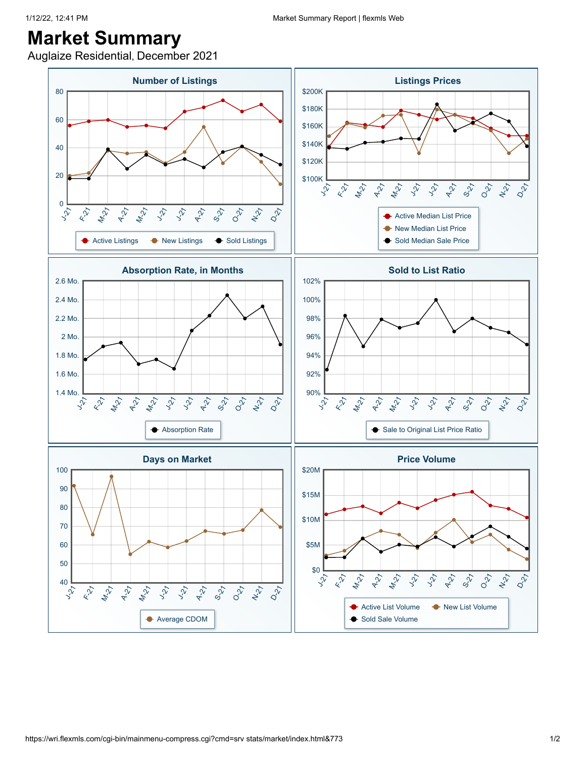# Market Summary

Auglaize Residential, December 2021

### Number of Listings

80, 60, 40, 20, 0

J-21, F-21, M-21, A-21, M-21, J-21, J-21, A-21, S-21, O-21, N-21, D-21

Active Listings, New Listings, Sold Listings

### Listings Prices

$200K, $180K, $160K, $140K, $120K, $100K

J-21, F-21, M-21, A-21, M-21, J-21, J-21, A-21, S-21, O-21, N-21, D-21

Active Median List Price, New Median List Price, Sold Median Sale Price

### Absorption Rate, in Months

2.6 Mo., 2.4 Mo., 2.2 Mo., 2 Mo., 1.8 Mo., 1.6 Mo., 1.4 Mo.

J-21, F-21, M-21, A-21, M-21, J-21, J-21, A-21, S-21, O-21, N-21, D-21

Absorption Rate

### Sold to List Ratio

102%, 100%, 98%, 96%, 94%, 92%, 90%

J-21, F-21, M-21, A-21, M-21, J-21, J-21, A-21, S-21, O-21, N-21, D-21

Sale to Original List Price Ratio

### Days on Market

100, 90, 80, 70, 60, 50, 40

J-21, F-21, M-21, A-21, M-21, J-21, J-21, A-21, S-21, O-21, N-21, D-21

Average CDOM

### Price Volume

$20M, $15M, $10M, $5M, $0

J-21, F-21, M-21, A-21, M-21, J-21, J-21, A-21, S-21, O-21, N-21, D-21

Active List Volume, New List Volume, Sold Sale Volume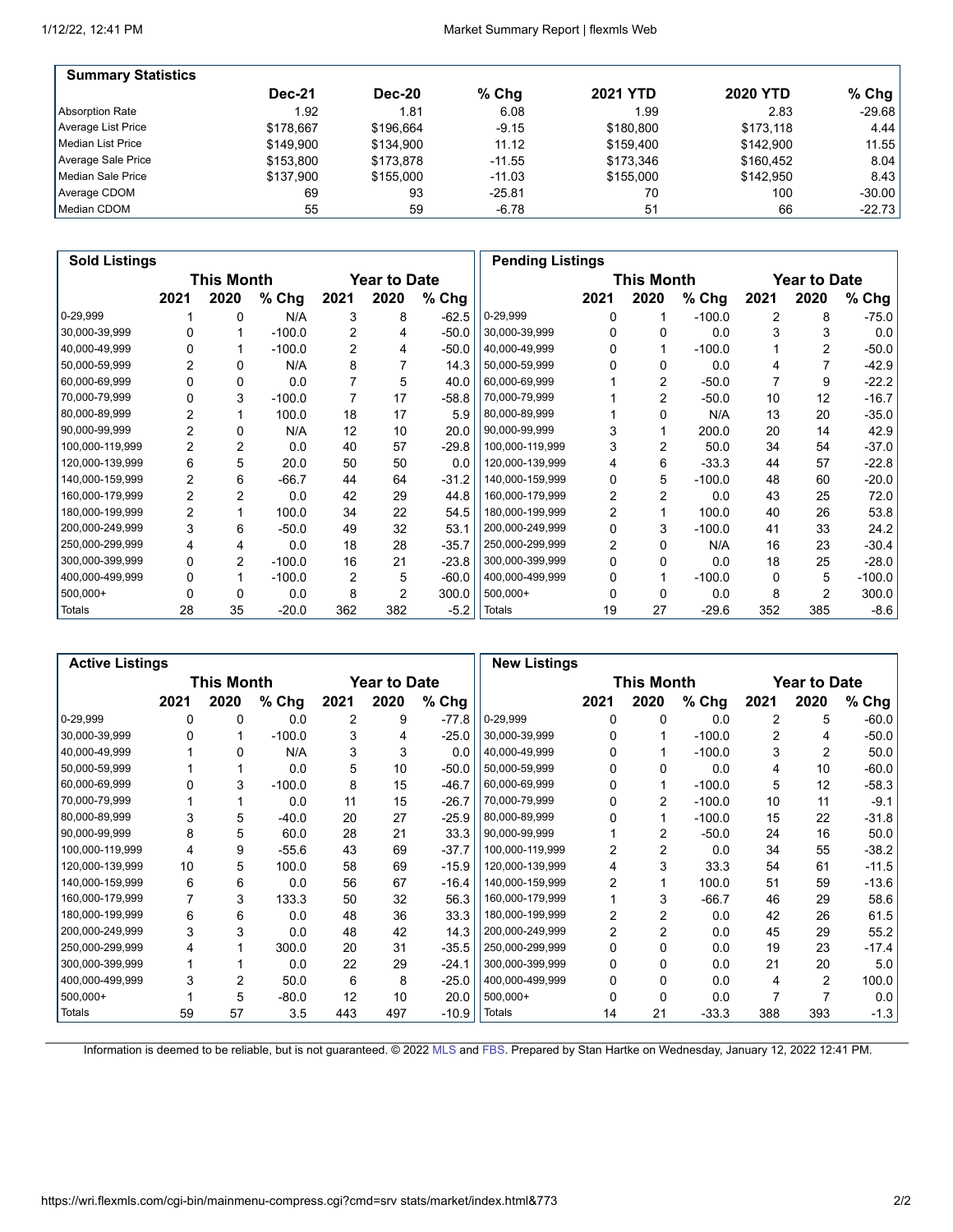| Summary Statistics | Dec-21 | Dec-20 | % Chg | 2021 YTD | 2020 YTD | % Chg |
|---|---|---|---|---|---|---|
| Absorption Rate | 1.92 | 1.81 | 6.08 | 1.99 | 2.83 | -29.68 |
| Average List Price | $178,667 | $196,664 | -9.15 | $180,800 | $173,118 | 4.44 |
| Median List Price | $149,900 | $134,900 | 11.12 | $159,400 | $142,900 | 11.55 |
| Average Sale Price | $153,800 | $173,878 | -11.55 | $173,346 | $160,452 | 8.04 |
| Median Sale Price | $137,900 | $155,000 | -11.03 | $155,000 | $142,950 | 8.43 |
| Average CDOM | 69 | 93 | -25.81 | 70 | 100 | -30.00 |
| Median CDOM | 55 | 59 | -6.78 | 51 | 66 | -22.73 |

| Sold Listings | This Month | | | Year to Date | | |
|---|---|---|---|---|---|---|
| | 2021 | 2020 | % Chg | 2021 | 2020 | % Chg |
| 0-29,999 | 1 | 0 | N/A | 3 | 8 | -62.5 |
| 30,000-39,999 | 0 | 1 | -100.0 | 2 | 4 | -50.0 |
| 40,000-49,999 | 0 | 1 | -100.0 | 2 | 4 | -50.0 |
| 50,000-59,999 | 2 | 0 | N/A | 8 | 7 | 14.3 |
| 60,000-69,999 | 0 | 0 | 0.0 | 7 | 5 | 40.0 |
| 70,000-79,999 | 0 | 3 | -100.0 | 7 | 17 | -58.8 |
| 80,000-89,999 | 2 | 1 | 100.0 | 18 | 17 | 5.9 |
| 90,000-99,999 | 2 | 0 | N/A | 12 | 10 | 20.0 |
| 100,000-119,999 | 2 | 2 | 0.0 | 40 | 57 | -29.8 |
| 120,000-139,999 | 6 | 5 | 20.0 | 50 | 50 | 0.0 |
| 140,000-159,999 | 2 | 6 | -66.7 | 44 | 64 | -31.2 |
| 160,000-179,999 | 2 | 2 | 0.0 | 42 | 29 | 44.8 |
| 180,000-199,999 | 2 | 1 | 100.0 | 34 | 22 | 54.5 |
| 200,000-249,999 | 3 | 6 | -50.0 | 49 | 32 | 53.1 |
| 250,000-299,999 | 4 | 4 | 0.0 | 18 | 28 | -35.7 |
| 300,000-399,999 | 0 | 2 | -100.0 | 16 | 21 | -23.8 |
| 400,000-499,999 | 0 | 1 | -100.0 | 2 | 5 | -60.0 |
| 500,000+ | 0 | 0 | 0.0 | 8 | 2 | 300.0 |
| Totals | 28 | 35 | -20.0 | 362 | 382 | -5.2 |

| Pending Listings | This Month | | | Year to Date | | |
|---|---|---|---|---|---|---|
| | 2021 | 2020 | % Chg | 2021 | 2020 | % Chg |
| 0-29,999 | 0 | 1 | -100.0 | 2 | 8 | -75.0 |
| 30,000-39,999 | 0 | 0 | 0.0 | 3 | 3 | 0.0 |
| 40,000-49,999 | 0 | 1 | -100.0 | 1 | 2 | -50.0 |
| 50,000-59,999 | 0 | 0 | 0.0 | 4 | 7 | -42.9 |
| 60,000-69,999 | 1 | 2 | -50.0 | 7 | 9 | -22.2 |
| 70,000-79,999 | 1 | 2 | -50.0 | 10 | 12 | -16.7 |
| 80,000-89,999 | 1 | 0 | N/A | 13 | 20 | -35.0 |
| 90,000-99,999 | 3 | 1 | 200.0 | 20 | 14 | 42.9 |
| 100,000-119,999 | 3 | 2 | 50.0 | 34 | 54 | -37.0 |
| 120,000-139,999 | 4 | 6 | -33.3 | 44 | 57 | -22.8 |
| 140,000-159,999 | 0 | 5 | -100.0 | 48 | 60 | -20.0 |
| 160,000-179,999 | 2 | 2 | 0.0 | 43 | 25 | 72.0 |
| 180,000-199,999 | 2 | 1 | 100.0 | 40 | 26 | 53.8 |
| 200,000-249,999 | 0 | 3 | -100.0 | 41 | 33 | 24.2 |
| 250,000-299,999 | 2 | 0 | N/A | 16 | 23 | -30.4 |
| 300,000-399,999 | 0 | 0 | 0.0 | 18 | 25 | -28.0 |
| 400,000-499,999 | 0 | 1 | -100.0 | 0 | 5 | -100.0 |
| 500,000+ | 0 | 0 | 0.0 | 8 | 2 | 300.0 |
| Totals | 19 | 27 | -29.6 | 352 | 385 | -8.6 |

| Active Listings | This Month | | | Year to Date | | |
|---|---|---|---|---|---|---|
| | 2021 | 2020 | % Chg | 2021 | 2020 | % Chg |
| 0-29,999 | 0 | 0 | 0.0 | 2 | 9 | -77.8 |
| 30,000-39,999 | 0 | 1 | -100.0 | 3 | 4 | -25.0 |
| 40,000-49,999 | 1 | 0 | N/A | 3 | 3 | 0.0 |
| 50,000-59,999 | 1 | 1 | 0.0 | 5 | 10 | -50.0 |
| 60,000-69,999 | 0 | 3 | -100.0 | 8 | 15 | -46.7 |
| 70,000-79,999 | 1 | 1 | 0.0 | 11 | 15 | -26.7 |
| 80,000-89,999 | 3 | 5 | -40.0 | 20 | 27 | -25.9 |
| 90,000-99,999 | 8 | 5 | 60.0 | 28 | 21 | 33.3 |
| 100,000-119,999 | 4 | 9 | -55.6 | 43 | 69 | -37.7 |
| 120,000-139,999 | 10 | 5 | 100.0 | 58 | 69 | -15.9 |
| 140,000-159,999 | 6 | 6 | 0.0 | 56 | 67 | -16.4 |
| 160,000-179,999 | 7 | 3 | 133.3 | 50 | 32 | 56.3 |
| 180,000-199,999 | 6 | 6 | 0.0 | 48 | 36 | 33.3 |
| 200,000-249,999 | 3 | 3 | 0.0 | 48 | 42 | 14.3 |
| 250,000-299,999 | 4 | 1 | 300.0 | 20 | 31 | -35.5 |
| 300,000-399,999 | 1 | 1 | 0.0 | 22 | 29 | -24.1 |
| 400,000-499,999 | 3 | 2 | 50.0 | 6 | 8 | -25.0 |
| 500,000+ | 1 | 5 | -80.0 | 12 | 10 | 20.0 |
| Totals | 59 | 57 | 3.5 | 443 | 497 | -10.9 |

| New Listings | This Month | | | Year to Date | | |
|---|---|---|---|---|---|---|
| | 2021 | 2020 | % Chg | 2021 | 2020 | % Chg |
| 0-29,999 | 0 | 0 | 0.0 | 2 | 5 | -60.0 |
| 30,000-39,999 | 0 | 1 | -100.0 | 2 | 4 | -50.0 |
| 40,000-49,999 | 0 | 1 | -100.0 | 3 | 2 | 50.0 |
| 50,000-59,999 | 0 | 0 | 0.0 | 4 | 10 | -60.0 |
| 60,000-69,999 | 0 | 1 | -100.0 | 5 | 12 | -58.3 |
| 70,000-79,999 | 0 | 2 | -100.0 | 10 | 11 | -9.1 |
| 80,000-89,999 | 0 | 1 | -100.0 | 15 | 22 | -31.8 |
| 90,000-99,999 | 1 | 2 | -50.0 | 24 | 16 | 50.0 |
| 100,000-119,999 | 2 | 2 | 0.0 | 34 | 55 | -38.2 |
| 120,000-139,999 | 4 | 3 | 33.3 | 54 | 61 | -11.5 |
| 140,000-159,999 | 2 | 1 | 100.0 | 51 | 59 | -13.6 |
| 160,000-179,999 | 1 | 3 | -66.7 | 46 | 29 | 58.6 |
| 180,000-199,999 | 2 | 2 | 0.0 | 42 | 26 | 61.5 |
| 200,000-249,999 | 2 | 2 | 0.0 | 45 | 29 | 55.2 |
| 250,000-299,999 | 0 | 0 | 0.0 | 19 | 23 | -17.4 |
| 300,000-399,999 | 0 | 0 | 0.0 | 21 | 20 | 5.0 |
| 400,000-499,999 | 0 | 0 | 0.0 | 4 | 2 | 100.0 |
| 500,000+ | 0 | 0 | 0.0 | 7 | 7 | 0.0 |
| Totals | 14 | 21 | -33.3 | 388 | 393 | -1.3 |

Information is deemed to be reliable, but is not guaranteed. © 2022 MLS and FBS. Prepared by Stan Hartke on Wednesday, January 12, 2022 12:41 PM.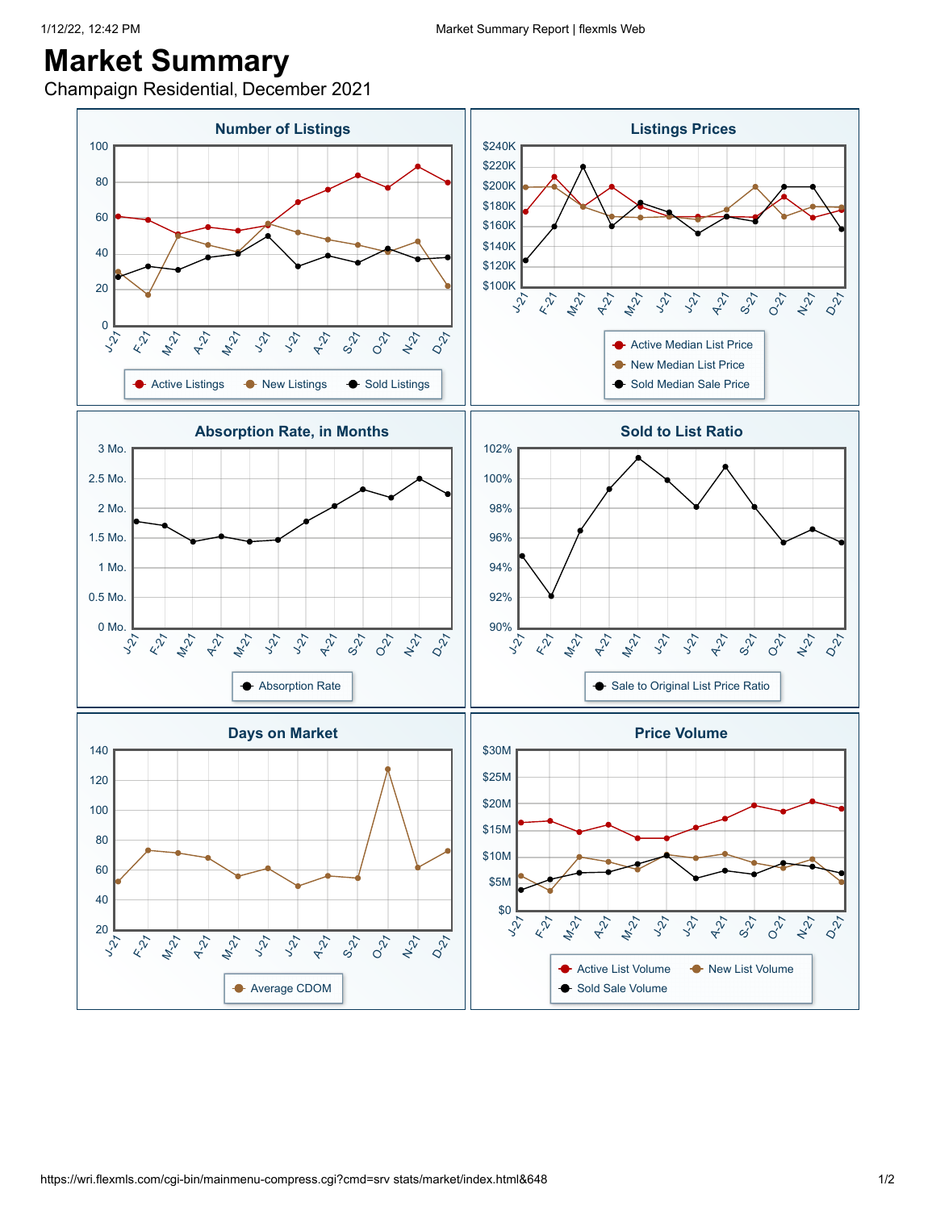# Market Summary

Champaign Residential, December 2021

## Number of Listings

Legend: Active Listings, New Listings, Sold Listings

## Listings Prices

Legend: Active Median List Price, New Median List Price, Sold Median Sale Price

## Absorption Rate, in Months

Legend: Absorption Rate

## Sold to List Ratio

Legend: Sale to Original List Price Ratio

## Days on Market

Legend: Average CDOM

## Price Volume

Legend: Active List Volume, New List Volume, Sold Sale Volume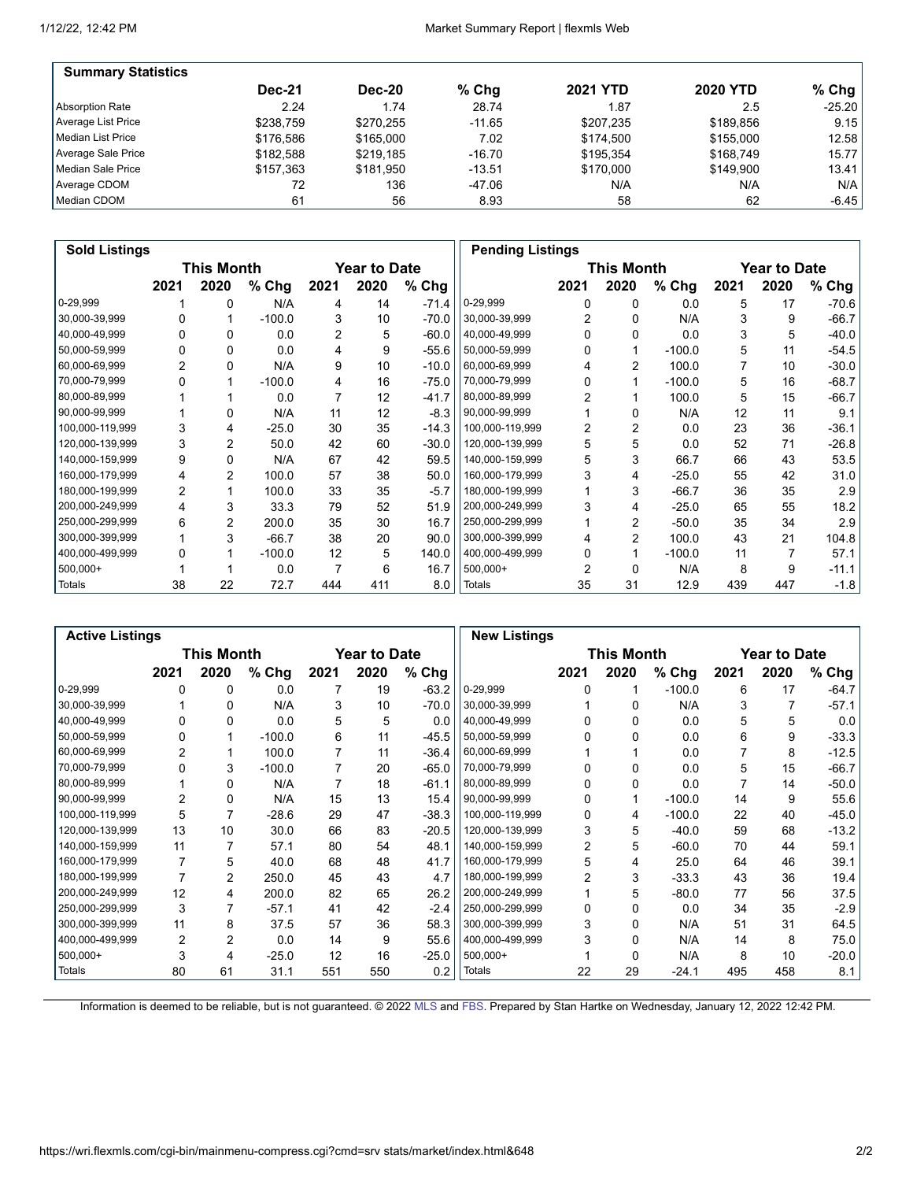| Summary Statistics | Dec-21 | Dec-20 | % Chg | 2021 YTD | 2020 YTD | % Chg |
|---|---|---|---|---|---|---|
| Absorption Rate | 2.24 | 1.74 | 28.74 | 1.87 | 2.5 | -25.20 |
| Average List Price | $238,759 | $270,255 | -11.65 | $207,235 | $189,856 | 9.15 |
| Median List Price | $176,586 | $165,000 | 7.02 | $174,500 | $155,000 | 12.58 |
| Average Sale Price | $182,588 | $219,185 | -16.70 | $195,354 | $168,749 | 15.77 |
| Median Sale Price | $157,363 | $181,950 | -13.51 | $170,000 | $149,900 | 13.41 |
| Average CDOM | 72 | 136 | -47.06 | N/A | N/A | N/A |
| Median CDOM | 61 | 56 | 8.93 | 58 | 62 | -6.45 |

| Sold Listings | This Month | | | Year to Date | | |
|---|---|---|---|---|---|---|
| | 2021 | 2020 | % Chg | 2021 | 2020 | % Chg |
| 0-29,999 | 1 | 0 | N/A | 4 | 14 | -71.4 |
| 30,000-39,999 | 0 | 1 | -100.0 | 3 | 10 | -70.0 |
| 40,000-49,999 | 0 | 0 | 0.0 | 2 | 5 | -60.0 |
| 50,000-59,999 | 0 | 0 | 0.0 | 4 | 9 | -55.6 |
| 60,000-69,999 | 2 | 0 | N/A | 9 | 10 | -10.0 |
| 70,000-79,999 | 0 | 1 | -100.0 | 4 | 16 | -75.0 |
| 80,000-89,999 | 1 | 1 | 0.0 | 7 | 12 | -41.7 |
| 90,000-99,999 | 1 | 0 | N/A | 11 | 12 | -8.3 |
| 100,000-119,999 | 3 | 4 | -25.0 | 30 | 35 | -14.3 |
| 120,000-139,999 | 3 | 2 | 50.0 | 42 | 60 | -30.0 |
| 140,000-159,999 | 9 | 0 | N/A | 67 | 42 | 59.5 |
| 160,000-179,999 | 4 | 2 | 100.0 | 57 | 38 | 50.0 |
| 180,000-199,999 | 2 | 1 | 100.0 | 33 | 35 | -5.7 |
| 200,000-249,999 | 4 | 3 | 33.3 | 79 | 52 | 51.9 |
| 250,000-299,999 | 6 | 2 | 200.0 | 35 | 30 | 16.7 |
| 300,000-399,999 | 1 | 3 | -66.7 | 38 | 20 | 90.0 |
| 400,000-499,999 | 0 | 1 | -100.0 | 12 | 5 | 140.0 |
| 500,000+ | 1 | 1 | 0.0 | 7 | 6 | 16.7 |
| Totals | 38 | 22 | 72.7 | 444 | 411 | 8.0 |

| Pending Listings | This Month | | | Year to Date | | |
|---|---|---|---|---|---|---|
| | 2021 | 2020 | % Chg | 2021 | 2020 | % Chg |
| 0-29,999 | 0 | 0 | 0.0 | 5 | 17 | -70.6 |
| 30,000-39,999 | 2 | 0 | N/A | 3 | 9 | -66.7 |
| 40,000-49,999 | 0 | 0 | 0.0 | 3 | 5 | -40.0 |
| 50,000-59,999 | 0 | 1 | -100.0 | 5 | 11 | -54.5 |
| 60,000-69,999 | 4 | 2 | 100.0 | 7 | 10 | -30.0 |
| 70,000-79,999 | 0 | 1 | -100.0 | 5 | 16 | -68.7 |
| 80,000-89,999 | 2 | 1 | 100.0 | 5 | 15 | -66.7 |
| 90,000-99,999 | 1 | 0 | N/A | 12 | 11 | 9.1 |
| 100,000-119,999 | 2 | 2 | 0.0 | 23 | 36 | -36.1 |
| 120,000-139,999 | 5 | 5 | 0.0 | 52 | 71 | -26.8 |
| 140,000-159,999 | 5 | 3 | 66.7 | 66 | 43 | 53.5 |
| 160,000-179,999 | 3 | 4 | -25.0 | 55 | 42 | 31.0 |
| 180,000-199,999 | 1 | 3 | -66.7 | 36 | 35 | 2.9 |
| 200,000-249,999 | 3 | 4 | -25.0 | 65 | 55 | 18.2 |
| 250,000-299,999 | 1 | 2 | -50.0 | 35 | 34 | 2.9 |
| 300,000-399,999 | 4 | 2 | 100.0 | 43 | 21 | 104.8 |
| 400,000-499,999 | 0 | 1 | -100.0 | 11 | 7 | 57.1 |
| 500,000+ | 2 | 0 | N/A | 8 | 9 | -11.1 |
| Totals | 35 | 31 | 12.9 | 439 | 447 | -1.8 |

| Active Listings | This Month | | | Year to Date | | |
|---|---|---|---|---|---|---|
| | 2021 | 2020 | % Chg | 2021 | 2020 | % Chg |
| 0-29,999 | 0 | 0 | 0.0 | 7 | 19 | -63.2 |
| 30,000-39,999 | 1 | 0 | N/A | 3 | 10 | -70.0 |
| 40,000-49,999 | 0 | 0 | 0.0 | 5 | 5 | 0.0 |
| 50,000-59,999 | 0 | 1 | -100.0 | 6 | 11 | -45.5 |
| 60,000-69,999 | 2 | 1 | 100.0 | 7 | 11 | -36.4 |
| 70,000-79,999 | 0 | 3 | -100.0 | 7 | 20 | -65.0 |
| 80,000-89,999 | 1 | 0 | N/A | 7 | 18 | -61.1 |
| 90,000-99,999 | 2 | 0 | N/A | 15 | 13 | 15.4 |
| 100,000-119,999 | 5 | 7 | -28.6 | 29 | 47 | -38.3 |
| 120,000-139,999 | 13 | 10 | 30.0 | 66 | 83 | -20.5 |
| 140,000-159,999 | 11 | 7 | 57.1 | 80 | 54 | 48.1 |
| 160,000-179,999 | 7 | 5 | 40.0 | 68 | 48 | 41.7 |
| 180,000-199,999 | 7 | 2 | 250.0 | 45 | 43 | 4.7 |
| 200,000-249,999 | 12 | 4 | 200.0 | 82 | 65 | 26.2 |
| 250,000-299,999 | 3 | 7 | -57.1 | 41 | 42 | -2.4 |
| 300,000-399,999 | 11 | 8 | 37.5 | 57 | 36 | 58.3 |
| 400,000-499,999 | 2 | 2 | 0.0 | 14 | 9 | 55.6 |
| 500,000+ | 3 | 4 | -25.0 | 12 | 16 | -25.0 |
| Totals | 80 | 61 | 31.1 | 551 | 550 | 0.2 |

| New Listings | This Month | | | Year to Date | | |
|---|---|---|---|---|---|---|
| | 2021 | 2020 | % Chg | 2021 | 2020 | % Chg |
| 0-29,999 | 0 | 1 | -100.0 | 6 | 17 | -64.7 |
| 30,000-39,999 | 1 | 0 | N/A | 3 | 7 | -57.1 |
| 40,000-49,999 | 0 | 0 | 0.0 | 5 | 5 | 0.0 |
| 50,000-59,999 | 0 | 0 | 0.0 | 6 | 9 | -33.3 |
| 60,000-69,999 | 1 | 1 | 0.0 | 7 | 8 | -12.5 |
| 70,000-79,999 | 0 | 0 | 0.0 | 5 | 15 | -66.7 |
| 80,000-89,999 | 0 | 0 | 0.0 | 7 | 14 | -50.0 |
| 90,000-99,999 | 0 | 1 | -100.0 | 14 | 9 | 55.6 |
| 100,000-119,999 | 0 | 4 | -100.0 | 22 | 40 | -45.0 |
| 120,000-139,999 | 3 | 5 | -40.0 | 59 | 68 | -13.2 |
| 140,000-159,999 | 2 | 5 | -60.0 | 70 | 44 | 59.1 |
| 160,000-179,999 | 5 | 4 | 25.0 | 64 | 46 | 39.1 |
| 180,000-199,999 | 2 | 3 | -33.3 | 43 | 36 | 19.4 |
| 200,000-249,999 | 1 | 5 | -80.0 | 77 | 56 | 37.5 |
| 250,000-299,999 | 0 | 0 | 0.0 | 34 | 35 | -2.9 |
| 300,000-399,999 | 3 | 0 | N/A | 51 | 31 | 64.5 |
| 400,000-499,999 | 3 | 0 | N/A | 14 | 8 | 75.0 |
| 500,000+ | 1 | 0 | N/A | 8 | 10 | -20.0 |
| Totals | 22 | 29 | -24.1 | 495 | 458 | 8.1 |

Information is deemed to be reliable, but is not guaranteed. © 2022 MLS and FBS. Prepared by Stan Hartke on Wednesday, January 12, 2022 12:42 PM.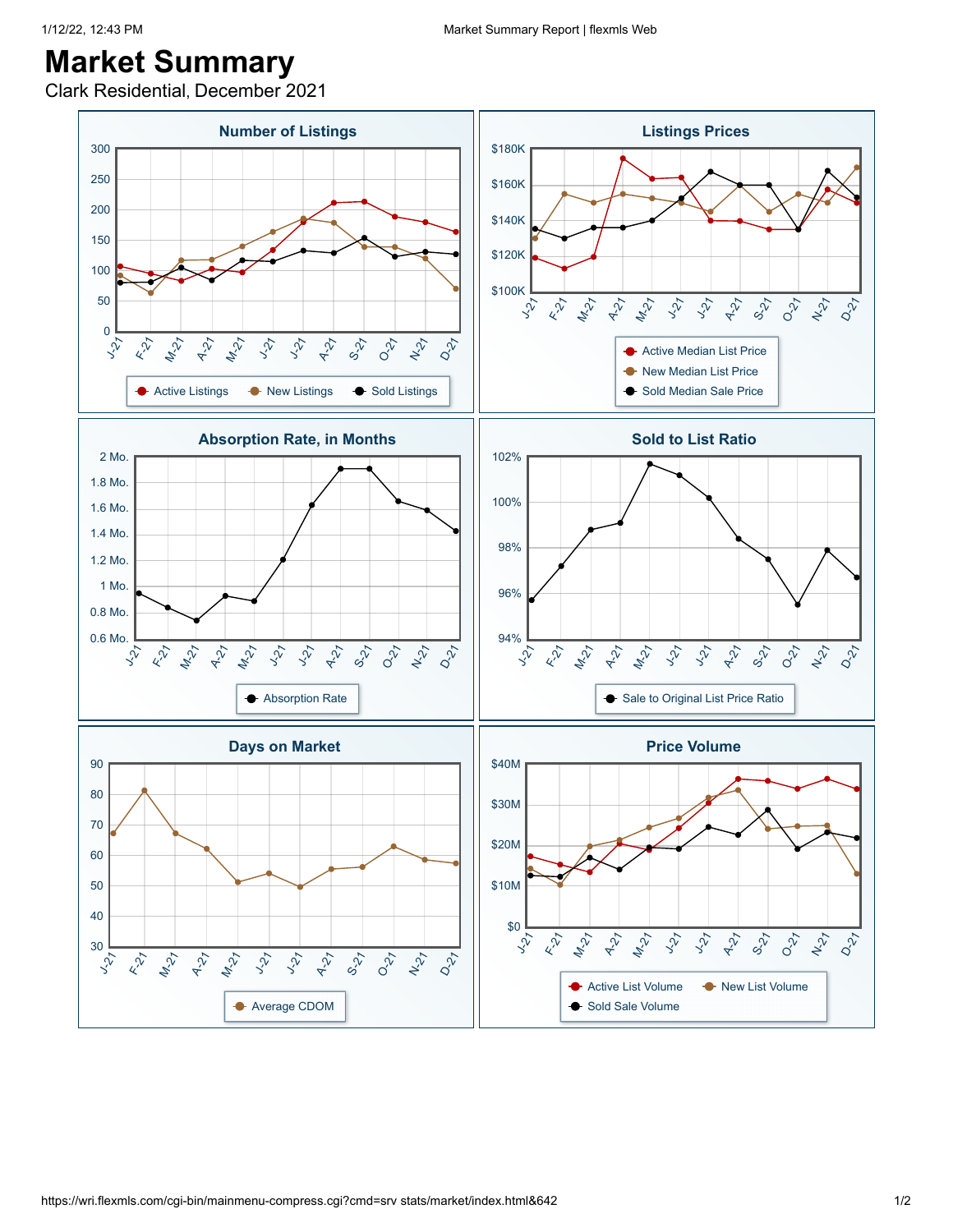# Market Summary

Clark Residential, December 2021

## Number of Listings

Legend: Active Listings, New Listings, Sold Listings

Y-axis: 0, 50, 100, 150, 200, 250, 300

X-axis: J-21, F-21, M-21, A-21, M-21, J-21, J-21, A-21, S-21, O-21, N-21, D-21

## Listings Prices

Legend: Active Median List Price, New Median List Price, Sold Median Sale Price

Y-axis: $100K, $120K, $140K, $160K, $180K

X-axis: J-21, F-21, M-21, A-21, M-21, J-21, J-21, A-21, S-21, O-21, N-21, D-21

## Absorption Rate, in Months

Legend: Absorption Rate

Y-axis: 0.6 Mo., 0.8 Mo., 1 Mo., 1.2 Mo., 1.4 Mo., 1.6 Mo., 1.8 Mo., 2 Mo.

X-axis: J-21, F-21, M-21, A-21, M-21, J-21, J-21, A-21, S-21, O-21, N-21, D-21

## Sold to List Ratio

Legend: Sale to Original List Price Ratio

Y-axis: 94%, 96%, 98%, 100%, 102%

X-axis: J-21, F-21, M-21, A-21, M-21, J-21, J-21, A-21, S-21, O-21, N-21, D-21

## Days on Market

Legend: Average CDOM

Y-axis: 30, 40, 50, 60, 70, 80, 90

X-axis: J-21, F-21, M-21, A-21, M-21, J-21, J-21, A-21, S-21, O-21, N-21, D-21

## Price Volume

Legend: Active List Volume, New List Volume, Sold Sale Volume

Y-axis: $0, $10M, $20M, $30M, $40M

X-axis: J-21, F-21, M-21, A-21, M-21, J-21, J-21, A-21, S-21, O-21, N-21, D-21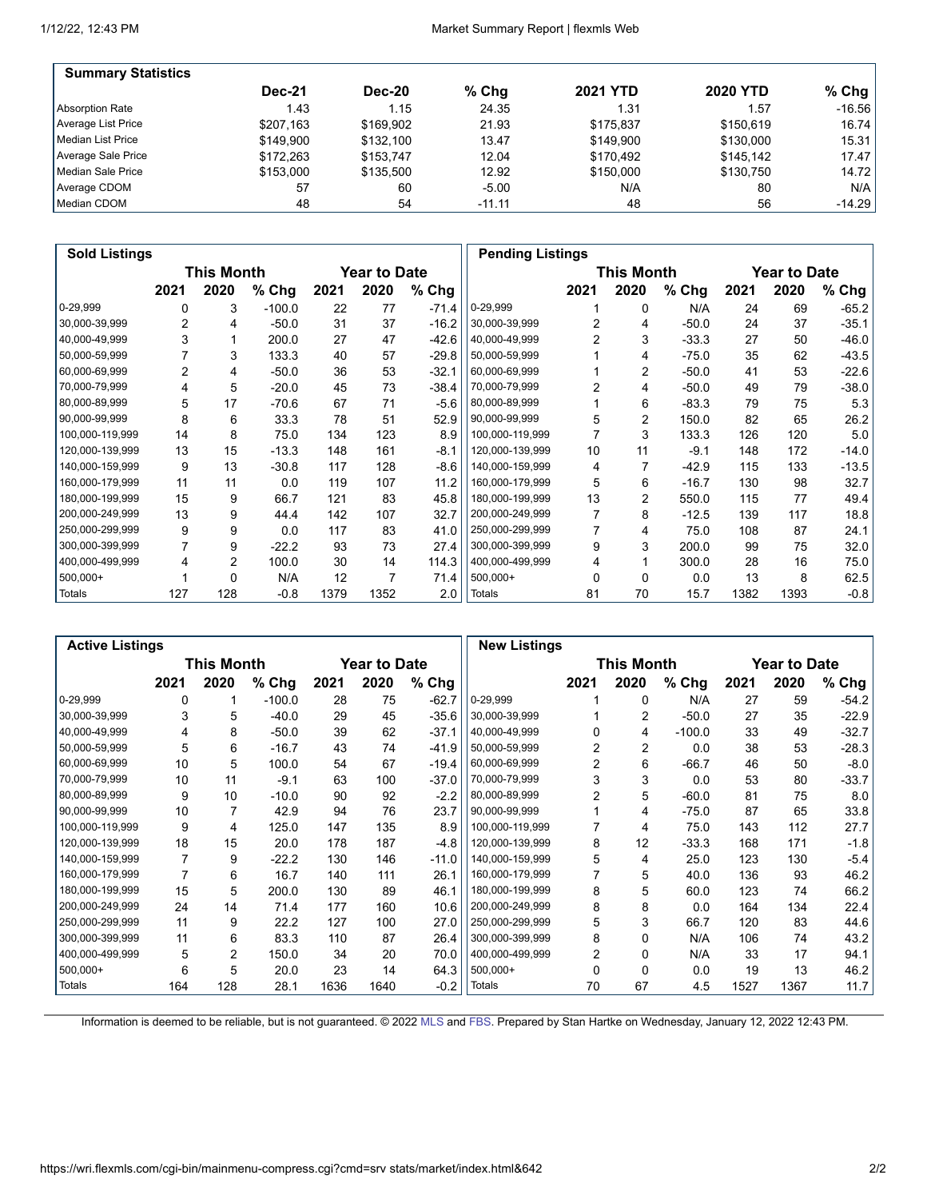| Summary Statistics | Dec-21 | Dec-20 | % Chg | 2021 YTD | 2020 YTD | % Chg |
|---|---|---|---|---|---|---|
| Absorption Rate | 1.43 | 1.15 | 24.35 | 1.31 | 1.57 | -16.56 |
| Average List Price | $207,163 | $169,902 | 21.93 | $175,837 | $150,619 | 16.74 |
| Median List Price | $149,900 | $132,100 | 13.47 | $149,900 | $130,000 | 15.31 |
| Average Sale Price | $172,263 | $153,747 | 12.04 | $170,492 | $145,142 | 17.47 |
| Median Sale Price | $153,000 | $135,500 | 12.92 | $150,000 | $130,750 | 14.72 |
| Average CDOM | 57 | 60 | -5.00 | N/A | 80 | N/A |
| Median CDOM | 48 | 54 | -11.11 | 48 | 56 | -14.29 |

| Sold Listings | This Month | | | Year to Date | | |
|---|---|---|---|---|---|---|
| | 2021 | 2020 | % Chg | 2021 | 2020 | % Chg |
| 0-29,999 | 0 | 3 | -100.0 | 22 | 77 | -71.4 |
| 30,000-39,999 | 2 | 4 | -50.0 | 31 | 37 | -16.2 |
| 40,000-49,999 | 3 | 1 | 200.0 | 27 | 47 | -42.6 |
| 50,000-59,999 | 7 | 3 | 133.3 | 40 | 57 | -29.8 |
| 60,000-69,999 | 2 | 4 | -50.0 | 36 | 53 | -32.1 |
| 70,000-79,999 | 4 | 5 | -20.0 | 45 | 73 | -38.4 |
| 80,000-89,999 | 5 | 17 | -70.6 | 67 | 71 | -5.6 |
| 90,000-99,999 | 8 | 6 | 33.3 | 78 | 51 | 52.9 |
| 100,000-119,999 | 14 | 8 | 75.0 | 134 | 123 | 8.9 |
| 120,000-139,999 | 13 | 15 | -13.3 | 148 | 161 | -8.1 |
| 140,000-159,999 | 9 | 13 | -30.8 | 117 | 128 | -8.6 |
| 160,000-179,999 | 11 | 11 | 0.0 | 119 | 107 | 11.2 |
| 180,000-199,999 | 15 | 9 | 66.7 | 121 | 83 | 45.8 |
| 200,000-249,999 | 13 | 9 | 44.4 | 142 | 107 | 32.7 |
| 250,000-299,999 | 9 | 9 | 0.0 | 117 | 83 | 41.0 |
| 300,000-399,999 | 7 | 9 | -22.2 | 93 | 73 | 27.4 |
| 400,000-499,999 | 4 | 2 | 100.0 | 30 | 14 | 114.3 |
| 500,000+ | 1 | 0 | N/A | 12 | 7 | 71.4 |
| Totals | 127 | 128 | -0.8 | 1379 | 1352 | 2.0 |

| Pending Listings | This Month | | | Year to Date | | |
|---|---|---|---|---|---|---|
| | 2021 | 2020 | % Chg | 2021 | 2020 | % Chg |
| 0-29,999 | 1 | 0 | N/A | 24 | 69 | -65.2 |
| 30,000-39,999 | 2 | 4 | -50.0 | 24 | 37 | -35.1 |
| 40,000-49,999 | 2 | 3 | -33.3 | 27 | 50 | -46.0 |
| 50,000-59,999 | 1 | 4 | -75.0 | 35 | 62 | -43.5 |
| 60,000-69,999 | 1 | 2 | -50.0 | 41 | 53 | -22.6 |
| 70,000-79,999 | 2 | 4 | -50.0 | 49 | 79 | -38.0 |
| 80,000-89,999 | 1 | 6 | -83.3 | 79 | 75 | 5.3 |
| 90,000-99,999 | 5 | 2 | 150.0 | 82 | 65 | 26.2 |
| 100,000-119,999 | 7 | 3 | 133.3 | 126 | 120 | 5.0 |
| 120,000-139,999 | 10 | 11 | -9.1 | 148 | 172 | -14.0 |
| 140,000-159,999 | 4 | 7 | -42.9 | 115 | 133 | -13.5 |
| 160,000-179,999 | 5 | 6 | -16.7 | 130 | 98 | 32.7 |
| 180,000-199,999 | 13 | 2 | 550.0 | 115 | 77 | 49.4 |
| 200,000-249,999 | 7 | 8 | -12.5 | 139 | 117 | 18.8 |
| 250,000-299,999 | 7 | 4 | 75.0 | 108 | 87 | 24.1 |
| 300,000-399,999 | 9 | 3 | 200.0 | 99 | 75 | 32.0 |
| 400,000-499,999 | 4 | 1 | 300.0 | 28 | 16 | 75.0 |
| 500,000+ | 0 | 0 | 0.0 | 13 | 8 | 62.5 |
| Totals | 81 | 70 | 15.7 | 1382 | 1393 | -0.8 |

| Active Listings | This Month | | | Year to Date | | |
|---|---|---|---|---|---|---|
| | 2021 | 2020 | % Chg | 2021 | 2020 | % Chg |
| 0-29,999 | 0 | 1 | -100.0 | 28 | 75 | -62.7 |
| 30,000-39,999 | 3 | 5 | -40.0 | 29 | 45 | -35.6 |
| 40,000-49,999 | 4 | 8 | -50.0 | 39 | 62 | -37.1 |
| 50,000-59,999 | 5 | 6 | -16.7 | 43 | 74 | -41.9 |
| 60,000-69,999 | 10 | 5 | 100.0 | 54 | 67 | -19.4 |
| 70,000-79,999 | 10 | 11 | -9.1 | 63 | 100 | -37.0 |
| 80,000-89,999 | 9 | 10 | -10.0 | 90 | 92 | -2.2 |
| 90,000-99,999 | 10 | 7 | 42.9 | 94 | 76 | 23.7 |
| 100,000-119,999 | 9 | 4 | 125.0 | 147 | 135 | 8.9 |
| 120,000-139,999 | 18 | 15 | 20.0 | 178 | 187 | -4.8 |
| 140,000-159,999 | 7 | 9 | -22.2 | 130 | 146 | -11.0 |
| 160,000-179,999 | 7 | 6 | 16.7 | 140 | 111 | 26.1 |
| 180,000-199,999 | 15 | 5 | 200.0 | 130 | 89 | 46.1 |
| 200,000-249,999 | 24 | 14 | 71.4 | 177 | 160 | 10.6 |
| 250,000-299,999 | 11 | 9 | 22.2 | 127 | 100 | 27.0 |
| 300,000-399,999 | 11 | 6 | 83.3 | 110 | 87 | 26.4 |
| 400,000-499,999 | 5 | 2 | 150.0 | 34 | 20 | 70.0 |
| 500,000+ | 6 | 5 | 20.0 | 23 | 14 | 64.3 |
| Totals | 164 | 128 | 28.1 | 1636 | 1640 | -0.2 |

| New Listings | This Month | | | Year to Date | | |
|---|---|---|---|---|---|---|
| | 2021 | 2020 | % Chg | 2021 | 2020 | % Chg |
| 0-29,999 | 1 | 0 | N/A | 27 | 59 | -54.2 |
| 30,000-39,999 | 1 | 2 | -50.0 | 27 | 35 | -22.9 |
| 40,000-49,999 | 0 | 4 | -100.0 | 33 | 49 | -32.7 |
| 50,000-59,999 | 2 | 2 | 0.0 | 38 | 53 | -28.3 |
| 60,000-69,999 | 2 | 6 | -66.7 | 46 | 50 | -8.0 |
| 70,000-79,999 | 3 | 3 | 0.0 | 53 | 80 | -33.7 |
| 80,000-89,999 | 2 | 5 | -60.0 | 81 | 75 | 8.0 |
| 90,000-99,999 | 1 | 4 | -75.0 | 87 | 65 | 33.8 |
| 100,000-119,999 | 7 | 4 | 75.0 | 143 | 112 | 27.7 |
| 120,000-139,999 | 8 | 12 | -33.3 | 168 | 171 | -1.8 |
| 140,000-159,999 | 5 | 4 | 25.0 | 123 | 130 | -5.4 |
| 160,000-179,999 | 7 | 5 | 40.0 | 136 | 93 | 46.2 |
| 180,000-199,999 | 8 | 5 | 60.0 | 123 | 74 | 66.2 |
| 200,000-249,999 | 8 | 8 | 0.0 | 164 | 134 | 22.4 |
| 250,000-299,999 | 5 | 3 | 66.7 | 120 | 83 | 44.6 |
| 300,000-399,999 | 8 | 0 | N/A | 106 | 74 | 43.2 |
| 400,000-499,999 | 2 | 0 | N/A | 33 | 17 | 94.1 |
| 500,000+ | 0 | 0 | 0.0 | 19 | 13 | 46.2 |
| Totals | 70 | 67 | 4.5 | 1527 | 1367 | 11.7 |

Information is deemed to be reliable, but is not guaranteed. © 2022 MLS and FBS. Prepared by Stan Hartke on Wednesday, January 12, 2022 12:43 PM.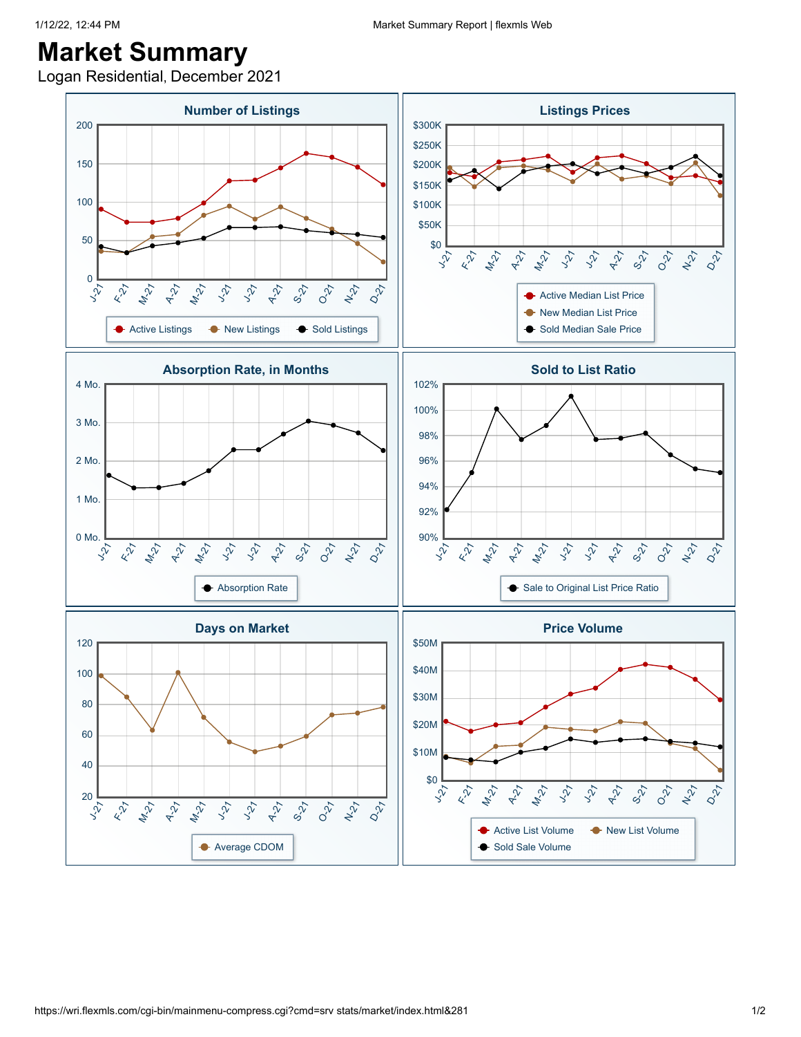# Market Summary

Logan Residential, December 2021

### Number of Listings

Active Listings · New Listings · Sold Listings

Y-axis: 0, 50, 100, 150, 200

X-axis: J-21, F-21, M-21, A-21, M-21, J-21, J-21, A-21, S-21, O-21, N-21, D-21

### Listings Prices

Active Median List Price · New Median List Price · Sold Median Sale Price

Y-axis: $0, $50K, $100K, $150K, $200K, $250K, $300K

X-axis: J-21, F-21, M-21, A-21, M-21, J-21, J-21, A-21, S-21, O-21, N-21, D-21

### Absorption Rate, in Months

Absorption Rate

Y-axis: 0 Mo., 1 Mo., 2 Mo., 3 Mo., 4 Mo.

X-axis: J-21, F-21, M-21, A-21, M-21, J-21, J-21, A-21, S-21, O-21, N-21, D-21

### Sold to List Ratio

Sale to Original List Price Ratio

Y-axis: 90%, 92%, 94%, 96%, 98%, 100%, 102%

X-axis: J-21, F-21, M-21, A-21, M-21, J-21, J-21, A-21, S-21, O-21, N-21, D-21

### Days on Market

Average CDOM

Y-axis: 20, 40, 60, 80, 100, 120

X-axis: J-21, F-21, M-21, A-21, M-21, J-21, J-21, A-21, S-21, O-21, N-21, D-21

### Price Volume

Active List Volume · New List Volume · Sold Sale Volume

Y-axis: $0, $10M, $20M, $30M, $40M, $50M

X-axis: J-21, F-21, M-21, A-21, M-21, J-21, J-21, A-21, S-21, O-21, N-21, D-21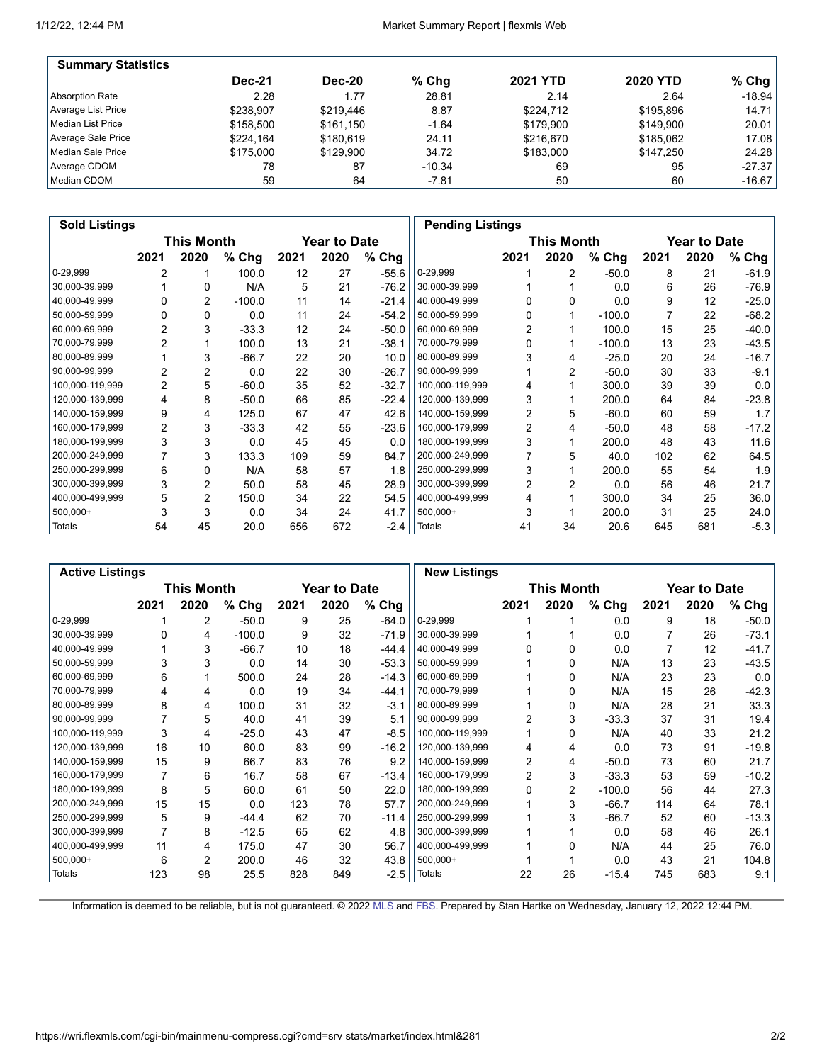## Summary Statistics

| | Dec-21 | Dec-20 | % Chg | 2021 YTD | 2020 YTD | % Chg |
|---|---|---|---|---|---|---|
| Absorption Rate | 2.28 | 1.77 | 28.81 | 2.14 | 2.64 | -18.94 |
| Average List Price | $238,907 | $219,446 | 8.87 | $224,712 | $195,896 | 14.71 |
| Median List Price | $158,500 | $161,150 | -1.64 | $179,900 | $149,900 | 20.01 |
| Average Sale Price | $224,164 | $180,619 | 24.11 | $216,670 | $185,062 | 17.08 |
| Median Sale Price | $175,000 | $129,900 | 34.72 | $183,000 | $147,250 | 24.28 |
| Average CDOM | 78 | 87 | -10.34 | 69 | 95 | -27.37 |
| Median CDOM | 59 | 64 | -7.81 | 50 | 60 | -16.67 |

## Sold Listings

| | This Month | | | Year to Date | | |
|---|---|---|---|---|---|---|
| | 2021 | 2020 | % Chg | 2021 | 2020 | % Chg |
| 0-29,999 | 2 | 1 | 100.0 | 12 | 27 | -55.6 |
| 30,000-39,999 | 1 | 0 | N/A | 5 | 21 | -76.2 |
| 40,000-49,999 | 0 | 2 | -100.0 | 11 | 14 | -21.4 |
| 50,000-59,999 | 0 | 0 | 0.0 | 11 | 24 | -54.2 |
| 60,000-69,999 | 2 | 3 | -33.3 | 12 | 24 | -50.0 |
| 70,000-79,999 | 2 | 1 | 100.0 | 13 | 21 | -38.1 |
| 80,000-89,999 | 1 | 3 | -66.7 | 22 | 20 | 10.0 |
| 90,000-99,999 | 2 | 2 | 0.0 | 22 | 30 | -26.7 |
| 100,000-119,999 | 2 | 5 | -60.0 | 35 | 52 | -32.7 |
| 120,000-139,999 | 4 | 8 | -50.0 | 66 | 85 | -22.4 |
| 140,000-159,999 | 9 | 4 | 125.0 | 67 | 47 | 42.6 |
| 160,000-179,999 | 2 | 3 | -33.3 | 42 | 55 | -23.6 |
| 180,000-199,999 | 3 | 3 | 0.0 | 45 | 45 | 0.0 |
| 200,000-249,999 | 7 | 3 | 133.3 | 109 | 59 | 84.7 |
| 250,000-299,999 | 6 | 0 | N/A | 58 | 57 | 1.8 |
| 300,000-399,999 | 3 | 2 | 50.0 | 58 | 45 | 28.9 |
| 400,000-499,999 | 5 | 2 | 150.0 | 34 | 22 | 54.5 |
| 500,000+ | 3 | 3 | 0.0 | 34 | 24 | 41.7 |
| Totals | 54 | 45 | 20.0 | 656 | 672 | -2.4 |

## Pending Listings

| | This Month | | | Year to Date | | |
|---|---|---|---|---|---|---|
| | 2021 | 2020 | % Chg | 2021 | 2020 | % Chg |
| 0-29,999 | 1 | 2 | -50.0 | 8 | 21 | -61.9 |
| 30,000-39,999 | 1 | 1 | 0.0 | 6 | 26 | -76.9 |
| 40,000-49,999 | 0 | 0 | 0.0 | 9 | 12 | -25.0 |
| 50,000-59,999 | 0 | 1 | -100.0 | 7 | 22 | -68.2 |
| 60,000-69,999 | 2 | 1 | 100.0 | 15 | 25 | -40.0 |
| 70,000-79,999 | 0 | 1 | -100.0 | 13 | 23 | -43.5 |
| 80,000-89,999 | 3 | 4 | -25.0 | 20 | 24 | -16.7 |
| 90,000-99,999 | 1 | 2 | -50.0 | 30 | 33 | -9.1 |
| 100,000-119,999 | 4 | 1 | 300.0 | 39 | 39 | 0.0 |
| 120,000-139,999 | 3 | 1 | 200.0 | 64 | 84 | -23.8 |
| 140,000-159,999 | 2 | 5 | -60.0 | 60 | 59 | 1.7 |
| 160,000-179,999 | 2 | 4 | -50.0 | 48 | 58 | -17.2 |
| 180,000-199,999 | 3 | 1 | 200.0 | 48 | 43 | 11.6 |
| 200,000-249,999 | 7 | 5 | 40.0 | 102 | 62 | 64.5 |
| 250,000-299,999 | 3 | 1 | 200.0 | 55 | 54 | 1.9 |
| 300,000-399,999 | 2 | 2 | 0.0 | 56 | 46 | 21.7 |
| 400,000-499,999 | 4 | 1 | 300.0 | 34 | 25 | 36.0 |
| 500,000+ | 3 | 1 | 200.0 | 31 | 25 | 24.0 |
| Totals | 41 | 34 | 20.6 | 645 | 681 | -5.3 |

## Active Listings

| | This Month | | | Year to Date | | |
|---|---|---|---|---|---|---|
| | 2021 | 2020 | % Chg | 2021 | 2020 | % Chg |
| 0-29,999 | 1 | 2 | -50.0 | 9 | 25 | -64.0 |
| 30,000-39,999 | 0 | 4 | -100.0 | 9 | 32 | -71.9 |
| 40,000-49,999 | 1 | 3 | -66.7 | 10 | 18 | -44.4 |
| 50,000-59,999 | 3 | 3 | 0.0 | 14 | 30 | -53.3 |
| 60,000-69,999 | 6 | 1 | 500.0 | 24 | 28 | -14.3 |
| 70,000-79,999 | 4 | 4 | 0.0 | 19 | 34 | -44.1 |
| 80,000-89,999 | 8 | 4 | 100.0 | 31 | 32 | -3.1 |
| 90,000-99,999 | 7 | 5 | 40.0 | 41 | 39 | 5.1 |
| 100,000-119,999 | 3 | 4 | -25.0 | 43 | 47 | -8.5 |
| 120,000-139,999 | 16 | 10 | 60.0 | 83 | 99 | -16.2 |
| 140,000-159,999 | 15 | 9 | 66.7 | 83 | 76 | 9.2 |
| 160,000-179,999 | 7 | 6 | 16.7 | 58 | 67 | -13.4 |
| 180,000-199,999 | 8 | 5 | 60.0 | 61 | 50 | 22.0 |
| 200,000-249,999 | 15 | 15 | 0.0 | 123 | 78 | 57.7 |
| 250,000-299,999 | 5 | 9 | -44.4 | 62 | 70 | -11.4 |
| 300,000-399,999 | 7 | 8 | -12.5 | 65 | 62 | 4.8 |
| 400,000-499,999 | 11 | 4 | 175.0 | 47 | 30 | 56.7 |
| 500,000+ | 6 | 2 | 200.0 | 46 | 32 | 43.8 |
| Totals | 123 | 98 | 25.5 | 828 | 849 | -2.5 |

## New Listings

| | This Month | | | Year to Date | | |
|---|---|---|---|---|---|---|
| | 2021 | 2020 | % Chg | 2021 | 2020 | % Chg |
| 0-29,999 | 1 | 1 | 0.0 | 9 | 18 | -50.0 |
| 30,000-39,999 | 1 | 1 | 0.0 | 7 | 26 | -73.1 |
| 40,000-49,999 | 0 | 0 | 0.0 | 7 | 12 | -41.7 |
| 50,000-59,999 | 1 | 0 | N/A | 13 | 23 | -43.5 |
| 60,000-69,999 | 1 | 0 | N/A | 23 | 23 | 0.0 |
| 70,000-79,999 | 1 | 0 | N/A | 15 | 26 | -42.3 |
| 80,000-89,999 | 1 | 0 | N/A | 28 | 21 | 33.3 |
| 90,000-99,999 | 2 | 3 | -33.3 | 37 | 31 | 19.4 |
| 100,000-119,999 | 1 | 0 | N/A | 40 | 33 | 21.2 |
| 120,000-139,999 | 4 | 4 | 0.0 | 73 | 91 | -19.8 |
| 140,000-159,999 | 2 | 4 | -50.0 | 73 | 60 | 21.7 |
| 160,000-179,999 | 2 | 3 | -33.3 | 53 | 59 | -10.2 |
| 180,000-199,999 | 0 | 2 | -100.0 | 56 | 44 | 27.3 |
| 200,000-249,999 | 1 | 3 | -66.7 | 114 | 64 | 78.1 |
| 250,000-299,999 | 1 | 3 | -66.7 | 52 | 60 | -13.3 |
| 300,000-399,999 | 1 | 1 | 0.0 | 58 | 46 | 26.1 |
| 400,000-499,999 | 1 | 0 | N/A | 44 | 25 | 76.0 |
| 500,000+ | 1 | 1 | 0.0 | 43 | 21 | 104.8 |
| Totals | 22 | 26 | -15.4 | 745 | 683 | 9.1 |

Information is deemed to be reliable, but is not guaranteed. © 2022 MLS and FBS. Prepared by Stan Hartke on Wednesday, January 12, 2022 12:44 PM.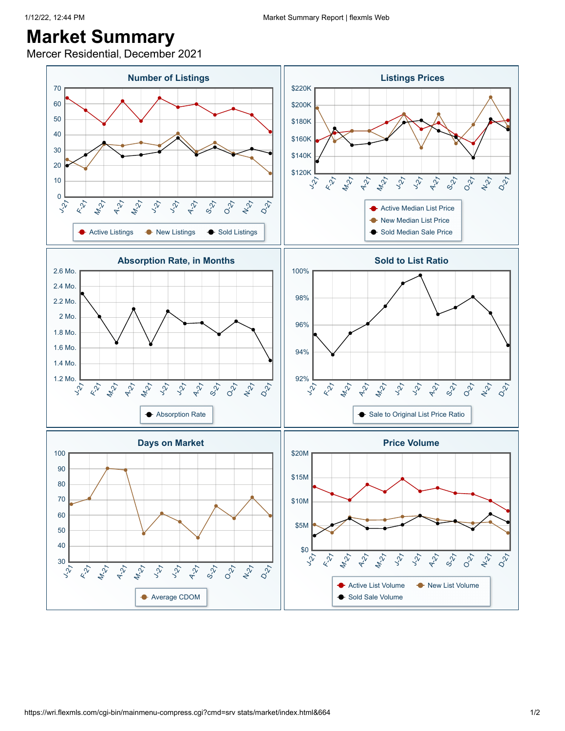# Market Summary

Mercer Residential, December 2021

## Number of Listings

Y-axis: 0, 10, 20, 30, 40, 50, 60, 70

X-axis: J-21, F-21, M-21, A-21, M-21, J-21, J-21, A-21, S-21, O-21, N-21, D-21

Legend: Active Listings, New Listings, Sold Listings

## Listings Prices

Y-axis: $120K, $140K, $160K, $180K, $200K, $220K

X-axis: J-21, F-21, M-21, A-21, M-21, J-21, J-21, A-21, S-21, O-21, N-21, D-21

Legend: Active Median List Price, New Median List Price, Sold Median Sale Price

## Absorption Rate, in Months

Y-axis: 1.2 Mo., 1.4 Mo., 1.6 Mo., 1.8 Mo., 2 Mo., 2.2 Mo., 2.4 Mo., 2.6 Mo.

X-axis: J-21, F-21, M-21, A-21, M-21, J-21, J-21, A-21, S-21, O-21, N-21, D-21

Legend: Absorption Rate

## Sold to List Ratio

Y-axis: 92%, 94%, 96%, 98%, 100%

X-axis: J-21, F-21, M-21, A-21, M-21, J-21, J-21, A-21, S-21, O-21, N-21, D-21

Legend: Sale to Original List Price Ratio

## Days on Market

Y-axis: 30, 40, 50, 60, 70, 80, 90, 100

X-axis: J-21, F-21, M-21, A-21, M-21, J-21, J-21, A-21, S-21, O-21, N-21, D-21

Legend: Average CDOM

## Price Volume

Y-axis: $0, $5M, $10M, $15M, $20M

X-axis: J-21, F-21, M-21, A-21, M-21, J-21, J-21, A-21, S-21, O-21, N-21, D-21

Legend: Active List Volume, New List Volume, Sold Sale Volume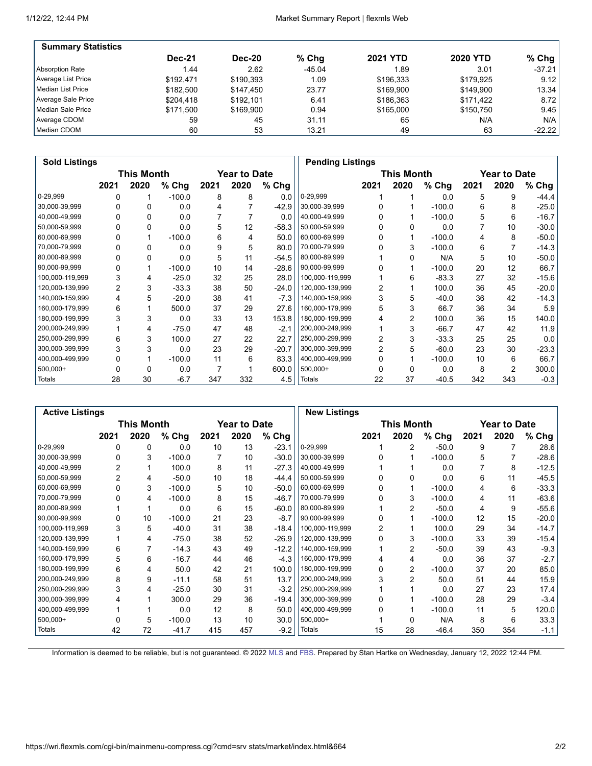| Summary Statistics | Dec-21 | Dec-20 | % Chg | 2021 YTD | 2020 YTD | % Chg |
|---|---|---|---|---|---|---|
| Absorption Rate | 1.44 | 2.62 | -45.04 | 1.89 | 3.01 | -37.21 |
| Average List Price | $192,471 | $190,393 | 1.09 | $196,333 | $179,925 | 9.12 |
| Median List Price | $182,500 | $147,450 | 23.77 | $169,900 | $149,900 | 13.34 |
| Average Sale Price | $204,418 | $192,101 | 6.41 | $186,363 | $171,422 | 8.72 |
| Median Sale Price | $171,500 | $169,900 | 0.94 | $165,000 | $150,750 | 9.45 |
| Average CDOM | 59 | 45 | 31.11 | 65 | N/A | N/A |
| Median CDOM | 60 | 53 | 13.21 | 49 | 63 | -22.22 |

| Sold Listings | This Month | | | Year to Date | | |
|---|---|---|---|---|---|---|
| | 2021 | 2020 | % Chg | 2021 | 2020 | % Chg |
| 0-29,999 | 0 | 1 | -100.0 | 8 | 8 | 0.0 |
| 30,000-39,999 | 0 | 0 | 0.0 | 4 | 7 | -42.9 |
| 40,000-49,999 | 0 | 0 | 0.0 | 7 | 7 | 0.0 |
| 50,000-59,999 | 0 | 0 | 0.0 | 5 | 12 | -58.3 |
| 60,000-69,999 | 0 | 1 | -100.0 | 6 | 4 | 50.0 |
| 70,000-79,999 | 0 | 0 | 0.0 | 9 | 5 | 80.0 |
| 80,000-89,999 | 0 | 0 | 0.0 | 5 | 11 | -54.5 |
| 90,000-99,999 | 0 | 1 | -100.0 | 10 | 14 | -28.6 |
| 100,000-119,999 | 3 | 4 | -25.0 | 32 | 25 | 28.0 |
| 120,000-139,999 | 2 | 3 | -33.3 | 38 | 50 | -24.0 |
| 140,000-159,999 | 4 | 5 | -20.0 | 38 | 41 | -7.3 |
| 160,000-179,999 | 6 | 1 | 500.0 | 37 | 29 | 27.6 |
| 180,000-199,999 | 3 | 3 | 0.0 | 33 | 13 | 153.8 |
| 200,000-249,999 | 1 | 4 | -75.0 | 47 | 48 | -2.1 |
| 250,000-299,999 | 6 | 3 | 100.0 | 27 | 22 | 22.7 |
| 300,000-399,999 | 3 | 3 | 0.0 | 23 | 29 | -20.7 |
| 400,000-499,999 | 0 | 1 | -100.0 | 11 | 6 | 83.3 |
| 500,000+ | 0 | 0 | 0.0 | 7 | 1 | 600.0 |
| Totals | 28 | 30 | -6.7 | 347 | 332 | 4.5 |

| Pending Listings | This Month | | | Year to Date | | |
|---|---|---|---|---|---|---|
| | 2021 | 2020 | % Chg | 2021 | 2020 | % Chg |
| 0-29,999 | 1 | 1 | 0.0 | 5 | 9 | -44.4 |
| 30,000-39,999 | 0 | 1 | -100.0 | 6 | 8 | -25.0 |
| 40,000-49,999 | 0 | 1 | -100.0 | 5 | 6 | -16.7 |
| 50,000-59,999 | 0 | 0 | 0.0 | 7 | 10 | -30.0 |
| 60,000-69,999 | 0 | 1 | -100.0 | 4 | 8 | -50.0 |
| 70,000-79,999 | 0 | 3 | -100.0 | 6 | 7 | -14.3 |
| 80,000-89,999 | 1 | 0 | N/A | 5 | 10 | -50.0 |
| 90,000-99,999 | 0 | 1 | -100.0 | 20 | 12 | 66.7 |
| 100,000-119,999 | 1 | 6 | -83.3 | 27 | 32 | -15.6 |
| 120,000-139,999 | 2 | 1 | 100.0 | 36 | 45 | -20.0 |
| 140,000-159,999 | 3 | 5 | -40.0 | 36 | 42 | -14.3 |
| 160,000-179,999 | 5 | 3 | 66.7 | 36 | 34 | 5.9 |
| 180,000-199,999 | 4 | 2 | 100.0 | 36 | 15 | 140.0 |
| 200,000-249,999 | 1 | 3 | -66.7 | 47 | 42 | 11.9 |
| 250,000-299,999 | 2 | 3 | -33.3 | 25 | 25 | 0.0 |
| 300,000-399,999 | 2 | 5 | -60.0 | 23 | 30 | -23.3 |
| 400,000-499,999 | 0 | 1 | -100.0 | 10 | 6 | 66.7 |
| 500,000+ | 0 | 0 | 0.0 | 8 | 2 | 300.0 |
| Totals | 22 | 37 | -40.5 | 342 | 343 | -0.3 |

| Active Listings | This Month | | | Year to Date | | |
|---|---|---|---|---|---|---|
| | 2021 | 2020 | % Chg | 2021 | 2020 | % Chg |
| 0-29,999 | 0 | 0 | 0.0 | 10 | 13 | -23.1 |
| 30,000-39,999 | 0 | 3 | -100.0 | 7 | 10 | -30.0 |
| 40,000-49,999 | 2 | 1 | 100.0 | 8 | 11 | -27.3 |
| 50,000-59,999 | 2 | 4 | -50.0 | 10 | 18 | -44.4 |
| 60,000-69,999 | 0 | 3 | -100.0 | 5 | 10 | -50.0 |
| 70,000-79,999 | 0 | 4 | -100.0 | 8 | 15 | -46.7 |
| 80,000-89,999 | 1 | 1 | 0.0 | 6 | 15 | -60.0 |
| 90,000-99,999 | 0 | 10 | -100.0 | 21 | 23 | -8.7 |
| 100,000-119,999 | 3 | 5 | -40.0 | 31 | 38 | -18.4 |
| 120,000-139,999 | 1 | 4 | -75.0 | 38 | 52 | -26.9 |
| 140,000-159,999 | 6 | 7 | -14.3 | 43 | 49 | -12.2 |
| 160,000-179,999 | 5 | 6 | -16.7 | 44 | 46 | -4.3 |
| 180,000-199,999 | 6 | 4 | 50.0 | 42 | 21 | 100.0 |
| 200,000-249,999 | 8 | 9 | -11.1 | 58 | 51 | 13.7 |
| 250,000-299,999 | 3 | 4 | -25.0 | 30 | 31 | -3.2 |
| 300,000-399,999 | 4 | 1 | 300.0 | 29 | 36 | -19.4 |
| 400,000-499,999 | 1 | 1 | 0.0 | 12 | 8 | 50.0 |
| 500,000+ | 0 | 5 | -100.0 | 13 | 10 | 30.0 |
| Totals | 42 | 72 | -41.7 | 415 | 457 | -9.2 |

| New Listings | This Month | | | Year to Date | | |
|---|---|---|---|---|---|---|
| | 2021 | 2020 | % Chg | 2021 | 2020 | % Chg |
| 0-29,999 | 1 | 2 | -50.0 | 9 | 7 | 28.6 |
| 30,000-39,999 | 0 | 1 | -100.0 | 5 | 7 | -28.6 |
| 40,000-49,999 | 1 | 1 | 0.0 | 7 | 8 | -12.5 |
| 50,000-59,999 | 0 | 0 | 0.0 | 6 | 11 | -45.5 |
| 60,000-69,999 | 0 | 1 | -100.0 | 4 | 6 | -33.3 |
| 70,000-79,999 | 0 | 3 | -100.0 | 4 | 11 | -63.6 |
| 80,000-89,999 | 1 | 2 | -50.0 | 4 | 9 | -55.6 |
| 90,000-99,999 | 0 | 1 | -100.0 | 12 | 15 | -20.0 |
| 100,000-119,999 | 2 | 1 | 100.0 | 29 | 34 | -14.7 |
| 120,000-139,999 | 0 | 3 | -100.0 | 33 | 39 | -15.4 |
| 140,000-159,999 | 1 | 2 | -50.0 | 39 | 43 | -9.3 |
| 160,000-179,999 | 4 | 4 | 0.0 | 36 | 37 | -2.7 |
| 180,000-199,999 | 0 | 2 | -100.0 | 37 | 20 | 85.0 |
| 200,000-249,999 | 3 | 2 | 50.0 | 51 | 44 | 15.9 |
| 250,000-299,999 | 1 | 1 | 0.0 | 27 | 23 | 17.4 |
| 300,000-399,999 | 0 | 1 | -100.0 | 28 | 29 | -3.4 |
| 400,000-499,999 | 0 | 1 | -100.0 | 11 | 5 | 120.0 |
| 500,000+ | 1 | 0 | N/A | 8 | 6 | 33.3 |
| Totals | 15 | 28 | -46.4 | 350 | 354 | -1.1 |

Information is deemed to be reliable, but is not guaranteed. © 2022 MLS and FBS. Prepared by Stan Hartke on Wednesday, January 12, 2022 12:44 PM.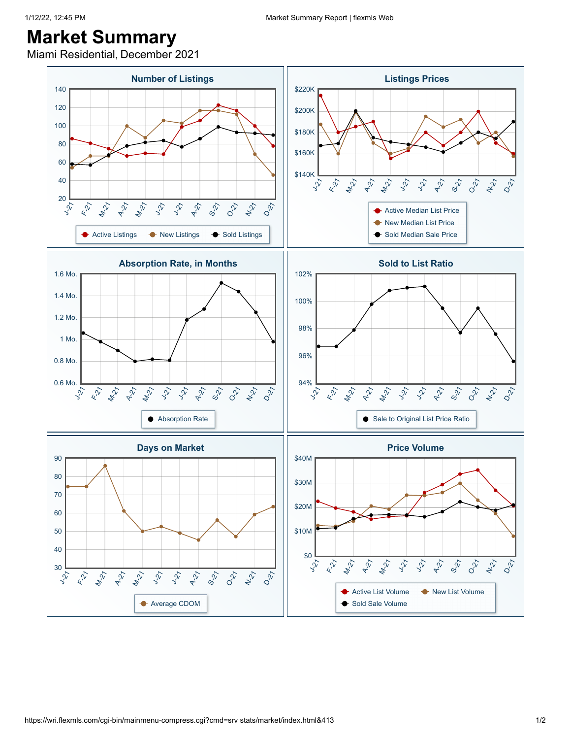# Market Summary

Miami Residential, December 2021

## Number of Listings

Active Listings · New Listings · Sold Listings

## Listings Prices

Active Median List Price · New Median List Price · Sold Median Sale Price

## Absorption Rate, in Months

Absorption Rate

## Sold to List Ratio

Sale to Original List Price Ratio

## Days on Market

Average CDOM

## Price Volume

Active List Volume · New List Volume · Sold Sale Volume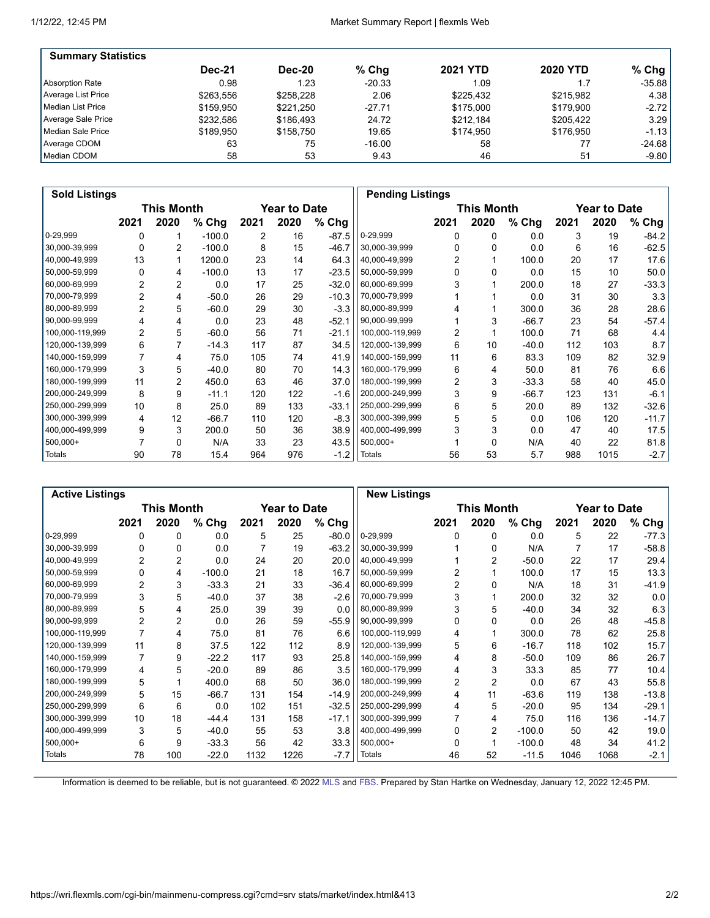## Summary Statistics

| | Dec-21 | Dec-20 | % Chg | 2021 YTD | 2020 YTD | % Chg |
|---|---|---|---|---|---|---|
| Absorption Rate | 0.98 | 1.23 | -20.33 | 1.09 | 1.7 | -35.88 |
| Average List Price | $263,556 | $258,228 | 2.06 | $225,432 | $215,982 | 4.38 |
| Median List Price | $159,950 | $221,250 | -27.71 | $175,000 | $179,900 | -2.72 |
| Average Sale Price | $232,586 | $186,493 | 24.72 | $212,184 | $205,422 | 3.29 |
| Median Sale Price | $189,950 | $158,750 | 19.65 | $174,950 | $176,950 | -1.13 |
| Average CDOM | 63 | 75 | -16.00 | 58 | 77 | -24.68 |
| Median CDOM | 58 | 53 | 9.43 | 46 | 51 | -9.80 |

## Sold Listings

| | This Month | | | Year to Date | | |
|---|---|---|---|---|---|---|
| | 2021 | 2020 | % Chg | 2021 | 2020 | % Chg |
| 0-29,999 | 0 | 1 | -100.0 | 2 | 16 | -87.5 |
| 30,000-39,999 | 0 | 2 | -100.0 | 8 | 15 | -46.7 |
| 40,000-49,999 | 13 | 1 | 1200.0 | 23 | 14 | 64.3 |
| 50,000-59,999 | 0 | 4 | -100.0 | 13 | 17 | -23.5 |
| 60,000-69,999 | 2 | 2 | 0.0 | 17 | 25 | -32.0 |
| 70,000-79,999 | 2 | 4 | -50.0 | 26 | 29 | -10.3 |
| 80,000-89,999 | 2 | 5 | -60.0 | 29 | 30 | -3.3 |
| 90,000-99,999 | 4 | 4 | 0.0 | 23 | 48 | -52.1 |
| 100,000-119,999 | 2 | 5 | -60.0 | 56 | 71 | -21.1 |
| 120,000-139,999 | 6 | 7 | -14.3 | 117 | 87 | 34.5 |
| 140,000-159,999 | 7 | 4 | 75.0 | 105 | 74 | 41.9 |
| 160,000-179,999 | 3 | 5 | -40.0 | 80 | 70 | 14.3 |
| 180,000-199,999 | 11 | 2 | 450.0 | 63 | 46 | 37.0 |
| 200,000-249,999 | 8 | 9 | -11.1 | 120 | 122 | -1.6 |
| 250,000-299,999 | 10 | 8 | 25.0 | 89 | 133 | -33.1 |
| 300,000-399,999 | 4 | 12 | -66.7 | 110 | 120 | -8.3 |
| 400,000-499,999 | 9 | 3 | 200.0 | 50 | 36 | 38.9 |
| 500,000+ | 7 | 0 | N/A | 33 | 23 | 43.5 |
| Totals | 90 | 78 | 15.4 | 964 | 976 | -1.2 |

## Pending Listings

| | This Month | | | Year to Date | | |
|---|---|---|---|---|---|---|
| | 2021 | 2020 | % Chg | 2021 | 2020 | % Chg |
| 0-29,999 | 0 | 0 | 0.0 | 3 | 19 | -84.2 |
| 30,000-39,999 | 0 | 0 | 0.0 | 6 | 16 | -62.5 |
| 40,000-49,999 | 2 | 1 | 100.0 | 20 | 17 | 17.6 |
| 50,000-59,999 | 0 | 0 | 0.0 | 15 | 10 | 50.0 |
| 60,000-69,999 | 3 | 1 | 200.0 | 18 | 27 | -33.3 |
| 70,000-79,999 | 1 | 1 | 0.0 | 31 | 30 | 3.3 |
| 80,000-89,999 | 4 | 1 | 300.0 | 36 | 28 | 28.6 |
| 90,000-99,999 | 1 | 3 | -66.7 | 23 | 54 | -57.4 |
| 100,000-119,999 | 2 | 1 | 100.0 | 71 | 68 | 4.4 |
| 120,000-139,999 | 6 | 10 | -40.0 | 112 | 103 | 8.7 |
| 140,000-159,999 | 11 | 6 | 83.3 | 109 | 82 | 32.9 |
| 160,000-179,999 | 6 | 4 | 50.0 | 81 | 76 | 6.6 |
| 180,000-199,999 | 2 | 3 | -33.3 | 58 | 40 | 45.0 |
| 200,000-249,999 | 3 | 9 | -66.7 | 123 | 131 | -6.1 |
| 250,000-299,999 | 6 | 5 | 20.0 | 89 | 132 | -32.6 |
| 300,000-399,999 | 5 | 5 | 0.0 | 106 | 120 | -11.7 |
| 400,000-499,999 | 3 | 3 | 0.0 | 47 | 40 | 17.5 |
| 500,000+ | 1 | 0 | N/A | 40 | 22 | 81.8 |
| Totals | 56 | 53 | 5.7 | 988 | 1015 | -2.7 |

## Active Listings

| | This Month | | | Year to Date | | |
|---|---|---|---|---|---|---|
| | 2021 | 2020 | % Chg | 2021 | 2020 | % Chg |
| 0-29,999 | 0 | 0 | 0.0 | 5 | 25 | -80.0 |
| 30,000-39,999 | 0 | 0 | 0.0 | 7 | 19 | -63.2 |
| 40,000-49,999 | 2 | 2 | 0.0 | 24 | 20 | 20.0 |
| 50,000-59,999 | 0 | 4 | -100.0 | 21 | 18 | 16.7 |
| 60,000-69,999 | 2 | 3 | -33.3 | 21 | 33 | -36.4 |
| 70,000-79,999 | 3 | 5 | -40.0 | 37 | 38 | -2.6 |
| 80,000-89,999 | 5 | 4 | 25.0 | 39 | 39 | 0.0 |
| 90,000-99,999 | 2 | 2 | 0.0 | 26 | 59 | -55.9 |
| 100,000-119,999 | 7 | 4 | 75.0 | 81 | 76 | 6.6 |
| 120,000-139,999 | 11 | 8 | 37.5 | 122 | 112 | 8.9 |
| 140,000-159,999 | 7 | 9 | -22.2 | 117 | 93 | 25.8 |
| 160,000-179,999 | 4 | 5 | -20.0 | 89 | 86 | 3.5 |
| 180,000-199,999 | 5 | 1 | 400.0 | 68 | 50 | 36.0 |
| 200,000-249,999 | 5 | 15 | -66.7 | 131 | 154 | -14.9 |
| 250,000-299,999 | 6 | 6 | 0.0 | 102 | 151 | -32.5 |
| 300,000-399,999 | 10 | 18 | -44.4 | 131 | 158 | -17.1 |
| 400,000-499,999 | 3 | 5 | -40.0 | 55 | 53 | 3.8 |
| 500,000+ | 6 | 9 | -33.3 | 56 | 42 | 33.3 |
| Totals | 78 | 100 | -22.0 | 1132 | 1226 | -7.7 |

## New Listings

| | This Month | | | Year to Date | | |
|---|---|---|---|---|---|---|
| | 2021 | 2020 | % Chg | 2021 | 2020 | % Chg |
| 0-29,999 | 0 | 0 | 0.0 | 5 | 22 | -77.3 |
| 30,000-39,999 | 1 | 0 | N/A | 7 | 17 | -58.8 |
| 40,000-49,999 | 1 | 2 | -50.0 | 22 | 17 | 29.4 |
| 50,000-59,999 | 2 | 1 | 100.0 | 17 | 15 | 13.3 |
| 60,000-69,999 | 2 | 0 | N/A | 18 | 31 | -41.9 |
| 70,000-79,999 | 3 | 1 | 200.0 | 32 | 32 | 0.0 |
| 80,000-89,999 | 3 | 5 | -40.0 | 34 | 32 | 6.3 |
| 90,000-99,999 | 0 | 0 | 0.0 | 26 | 48 | -45.8 |
| 100,000-119,999 | 4 | 1 | 300.0 | 78 | 62 | 25.8 |
| 120,000-139,999 | 5 | 6 | -16.7 | 118 | 102 | 15.7 |
| 140,000-159,999 | 4 | 8 | -50.0 | 109 | 86 | 26.7 |
| 160,000-179,999 | 4 | 3 | 33.3 | 85 | 77 | 10.4 |
| 180,000-199,999 | 2 | 2 | 0.0 | 67 | 43 | 55.8 |
| 200,000-249,999 | 4 | 11 | -63.6 | 119 | 138 | -13.8 |
| 250,000-299,999 | 4 | 5 | -20.0 | 95 | 134 | -29.1 |
| 300,000-399,999 | 7 | 4 | 75.0 | 116 | 136 | -14.7 |
| 400,000-499,999 | 0 | 2 | -100.0 | 50 | 42 | 19.0 |
| 500,000+ | 0 | 1 | -100.0 | 48 | 34 | 41.2 |
| Totals | 46 | 52 | -11.5 | 1046 | 1068 | -2.1 |

Information is deemed to be reliable, but is not guaranteed. © 2022 MLS and FBS. Prepared by Stan Hartke on Wednesday, January 12, 2022 12:45 PM.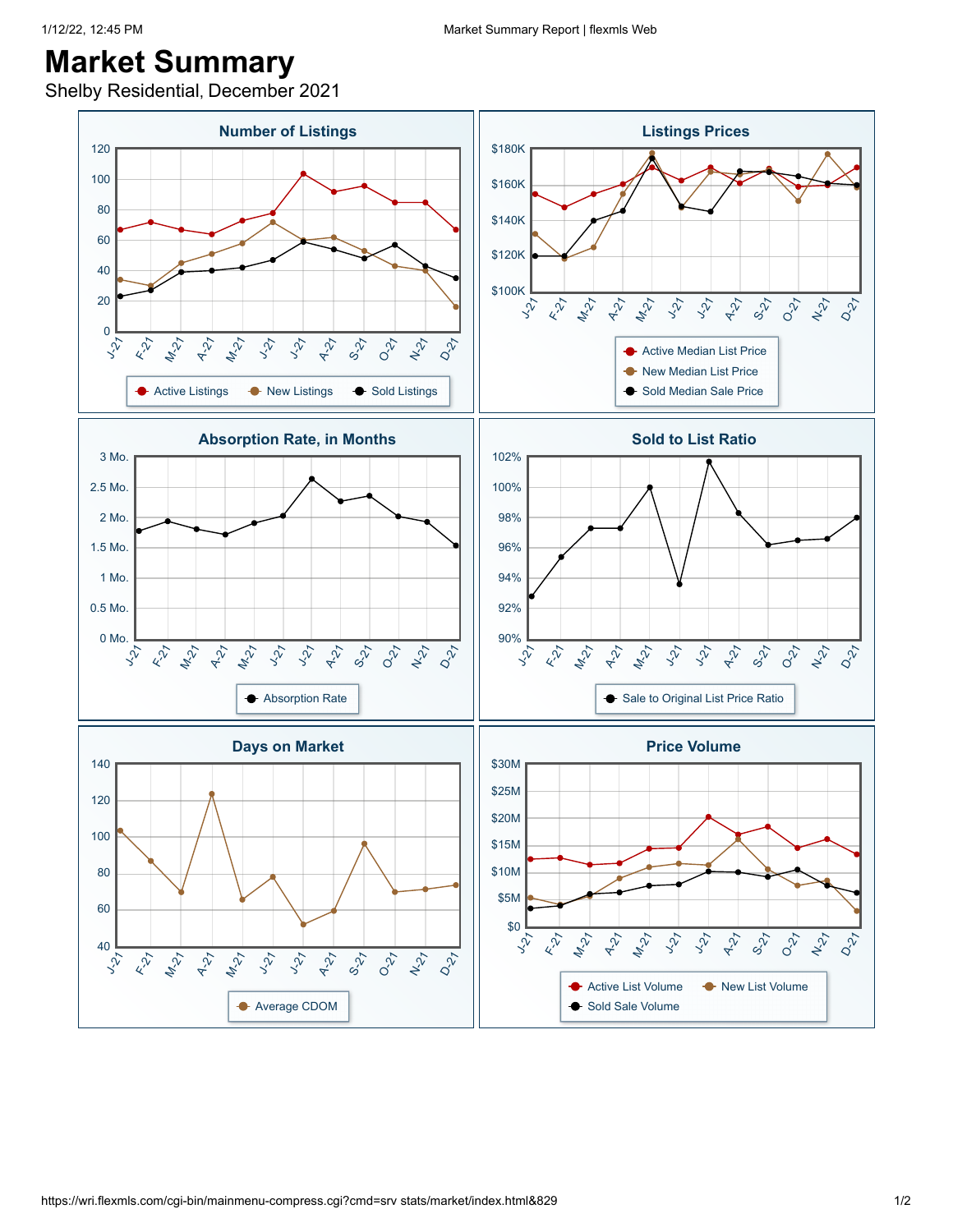# Market Summary

Shelby Residential, December 2021

## Number of Listings

Active Listings · New Listings · Sold Listings

## Listings Prices

Active Median List Price · New Median List Price · Sold Median Sale Price

## Absorption Rate, in Months

Absorption Rate

## Sold to List Ratio

Sale to Original List Price Ratio

## Days on Market

Average CDOM

## Price Volume

Active List Volume · New List Volume · Sold Sale Volume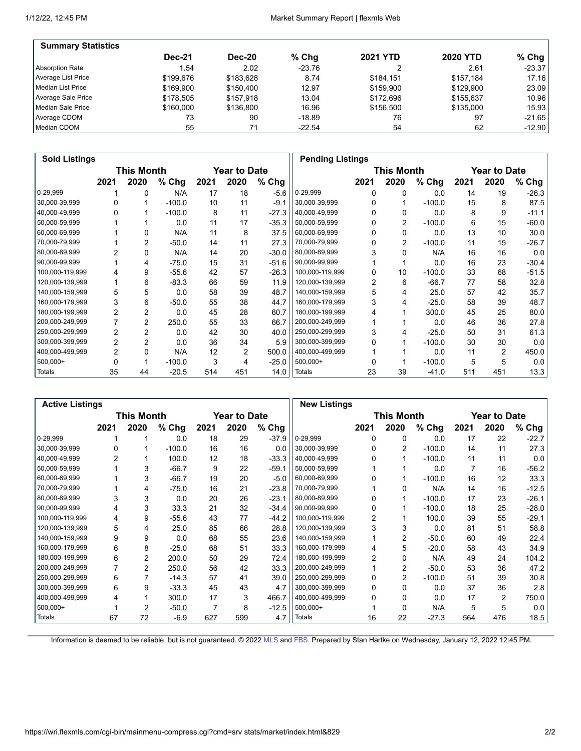## Summary Statistics

| | Dec-21 | Dec-20 | % Chg | 2021 YTD | 2020 YTD | % Chg |
|---|---|---|---|---|---|---|
| Absorption Rate | 1.54 | 2.02 | -23.76 | 2 | 2.61 | -23.37 |
| Average List Price | $199,676 | $183,628 | 8.74 | $184,151 | $157,184 | 17.16 |
| Median List Price | $169,900 | $150,400 | 12.97 | $159,900 | $129,900 | 23.09 |
| Average Sale Price | $178,505 | $157,918 | 13.04 | $172,696 | $155,637 | 10.96 |
| Median Sale Price | $160,000 | $136,800 | 16.96 | $156,500 | $135,000 | 15.93 |
| Average CDOM | 73 | 90 | -18.89 | 76 | 97 | -21.65 |
| Median CDOM | 55 | 71 | -22.54 | 54 | 62 | -12.90 |

## Sold Listings

| | This Month | | | Year to Date | | |
|---|---|---|---|---|---|---|
| | 2021 | 2020 | % Chg | 2021 | 2020 | % Chg |
| 0-29,999 | 1 | 0 | N/A | 17 | 18 | -5.6 |
| 30,000-39,999 | 0 | 1 | -100.0 | 10 | 11 | -9.1 |
| 40,000-49,999 | 0 | 1 | -100.0 | 8 | 11 | -27.3 |
| 50,000-59,999 | 1 | 1 | 0.0 | 11 | 17 | -35.3 |
| 60,000-69,999 | 1 | 0 | N/A | 11 | 8 | 37.5 |
| 70,000-79,999 | 1 | 2 | -50.0 | 14 | 11 | 27.3 |
| 80,000-89,999 | 2 | 0 | N/A | 14 | 20 | -30.0 |
| 90,000-99,999 | 1 | 4 | -75.0 | 15 | 31 | -51.6 |
| 100,000-119,999 | 4 | 9 | -55.6 | 42 | 57 | -26.3 |
| 120,000-139,999 | 1 | 6 | -83.3 | 66 | 59 | 11.9 |
| 140,000-159,999 | 5 | 5 | 0.0 | 58 | 39 | 48.7 |
| 160,000-179,999 | 3 | 6 | -50.0 | 55 | 38 | 44.7 |
| 180,000-199,999 | 2 | 2 | 0.0 | 45 | 28 | 60.7 |
| 200,000-249,999 | 7 | 2 | 250.0 | 55 | 33 | 66.7 |
| 250,000-299,999 | 2 | 2 | 0.0 | 42 | 30 | 40.0 |
| 300,000-399,999 | 2 | 2 | 0.0 | 36 | 34 | 5.9 |
| 400,000-499,999 | 2 | 0 | N/A | 12 | 2 | 500.0 |
| 500,000+ | 0 | 1 | -100.0 | 3 | 4 | -25.0 |
| Totals | 35 | 44 | -20.5 | 514 | 451 | 14.0 |

## Pending Listings

| | This Month | | | Year to Date | | |
|---|---|---|---|---|---|---|
| | 2021 | 2020 | % Chg | 2021 | 2020 | % Chg |
| 0-29,999 | 0 | 0 | 0.0 | 14 | 19 | -26.3 |
| 30,000-39,999 | 0 | 1 | -100.0 | 15 | 8 | 87.5 |
| 40,000-49,999 | 0 | 0 | 0.0 | 8 | 9 | -11.1 |
| 50,000-59,999 | 0 | 2 | -100.0 | 6 | 15 | -60.0 |
| 60,000-69,999 | 0 | 0 | 0.0 | 13 | 10 | 30.0 |
| 70,000-79,999 | 0 | 2 | -100.0 | 11 | 15 | -26.7 |
| 80,000-89,999 | 3 | 0 | N/A | 16 | 16 | 0.0 |
| 90,000-99,999 | 1 | 1 | 0.0 | 16 | 23 | -30.4 |
| 100,000-119,999 | 0 | 10 | -100.0 | 33 | 68 | -51.5 |
| 120,000-139,999 | 2 | 6 | -66.7 | 77 | 58 | 32.8 |
| 140,000-159,999 | 5 | 4 | 25.0 | 57 | 42 | 35.7 |
| 160,000-179,999 | 3 | 4 | -25.0 | 58 | 39 | 48.7 |
| 180,000-199,999 | 4 | 1 | 300.0 | 45 | 25 | 80.0 |
| 200,000-249,999 | 1 | 1 | 0.0 | 46 | 36 | 27.8 |
| 250,000-299,999 | 3 | 4 | -25.0 | 50 | 31 | 61.3 |
| 300,000-399,999 | 0 | 1 | -100.0 | 30 | 30 | 0.0 |
| 400,000-499,999 | 1 | 1 | 0.0 | 11 | 2 | 450.0 |
| 500,000+ | 0 | 1 | -100.0 | 5 | 5 | 0.0 |
| Totals | 23 | 39 | -41.0 | 511 | 451 | 13.3 |

## Active Listings

| | This Month | | | Year to Date | | |
|---|---|---|---|---|---|---|
| | 2021 | 2020 | % Chg | 2021 | 2020 | % Chg |
| 0-29,999 | 1 | 1 | 0.0 | 18 | 29 | -37.9 |
| 30,000-39,999 | 0 | 1 | -100.0 | 16 | 16 | 0.0 |
| 40,000-49,999 | 2 | 1 | 100.0 | 12 | 18 | -33.3 |
| 50,000-59,999 | 1 | 3 | -66.7 | 9 | 22 | -59.1 |
| 60,000-69,999 | 1 | 3 | -66.7 | 19 | 20 | -5.0 |
| 70,000-79,999 | 1 | 4 | -75.0 | 16 | 21 | -23.8 |
| 80,000-89,999 | 3 | 3 | 0.0 | 20 | 26 | -23.1 |
| 90,000-99,999 | 4 | 3 | 33.3 | 21 | 32 | -34.4 |
| 100,000-119,999 | 4 | 9 | -55.6 | 43 | 77 | -44.2 |
| 120,000-139,999 | 5 | 4 | 25.0 | 85 | 66 | 28.8 |
| 140,000-159,999 | 9 | 9 | 0.0 | 68 | 55 | 23.6 |
| 160,000-179,999 | 6 | 8 | -25.0 | 68 | 51 | 33.3 |
| 180,000-199,999 | 6 | 2 | 200.0 | 50 | 29 | 72.4 |
| 200,000-249,999 | 7 | 2 | 250.0 | 56 | 42 | 33.3 |
| 250,000-299,999 | 6 | 7 | -14.3 | 57 | 41 | 39.0 |
| 300,000-399,999 | 6 | 9 | -33.3 | 45 | 43 | 4.7 |
| 400,000-499,999 | 4 | 1 | 300.0 | 17 | 3 | 466.7 |
| 500,000+ | 1 | 2 | -50.0 | 7 | 8 | -12.5 |
| Totals | 67 | 72 | -6.9 | 627 | 599 | 4.7 |

## New Listings

| | This Month | | | Year to Date | | |
|---|---|---|---|---|---|---|
| | 2021 | 2020 | % Chg | 2021 | 2020 | % Chg |
| 0-29,999 | 0 | 0 | 0.0 | 17 | 22 | -22.7 |
| 30,000-39,999 | 0 | 2 | -100.0 | 14 | 11 | 27.3 |
| 40,000-49,999 | 0 | 1 | -100.0 | 11 | 11 | 0.0 |
| 50,000-59,999 | 1 | 1 | 0.0 | 7 | 16 | -56.2 |
| 60,000-69,999 | 0 | 1 | -100.0 | 16 | 12 | 33.3 |
| 70,000-79,999 | 1 | 0 | N/A | 14 | 16 | -12.5 |
| 80,000-89,999 | 0 | 1 | -100.0 | 17 | 23 | -26.1 |
| 90,000-99,999 | 0 | 1 | -100.0 | 18 | 25 | -28.0 |
| 100,000-119,999 | 2 | 1 | 100.0 | 39 | 55 | -29.1 |
| 120,000-139,999 | 3 | 3 | 0.0 | 81 | 51 | 58.8 |
| 140,000-159,999 | 1 | 2 | -50.0 | 60 | 49 | 22.4 |
| 160,000-179,999 | 4 | 5 | -20.0 | 58 | 43 | 34.9 |
| 180,000-199,999 | 2 | 0 | N/A | 49 | 24 | 104.2 |
| 200,000-249,999 | 1 | 2 | -50.0 | 53 | 36 | 47.2 |
| 250,000-299,999 | 0 | 2 | -100.0 | 51 | 39 | 30.8 |
| 300,000-399,999 | 0 | 0 | 0.0 | 37 | 36 | 2.8 |
| 400,000-499,999 | 0 | 0 | 0.0 | 17 | 2 | 750.0 |
| 500,000+ | 1 | 0 | N/A | 5 | 5 | 0.0 |
| Totals | 16 | 22 | -27.3 | 564 | 476 | 18.5 |

Information is deemed to be reliable, but is not guaranteed. © 2022 MLS and FBS. Prepared by Stan Hartke on Wednesday, January 12, 2022 12:45 PM.